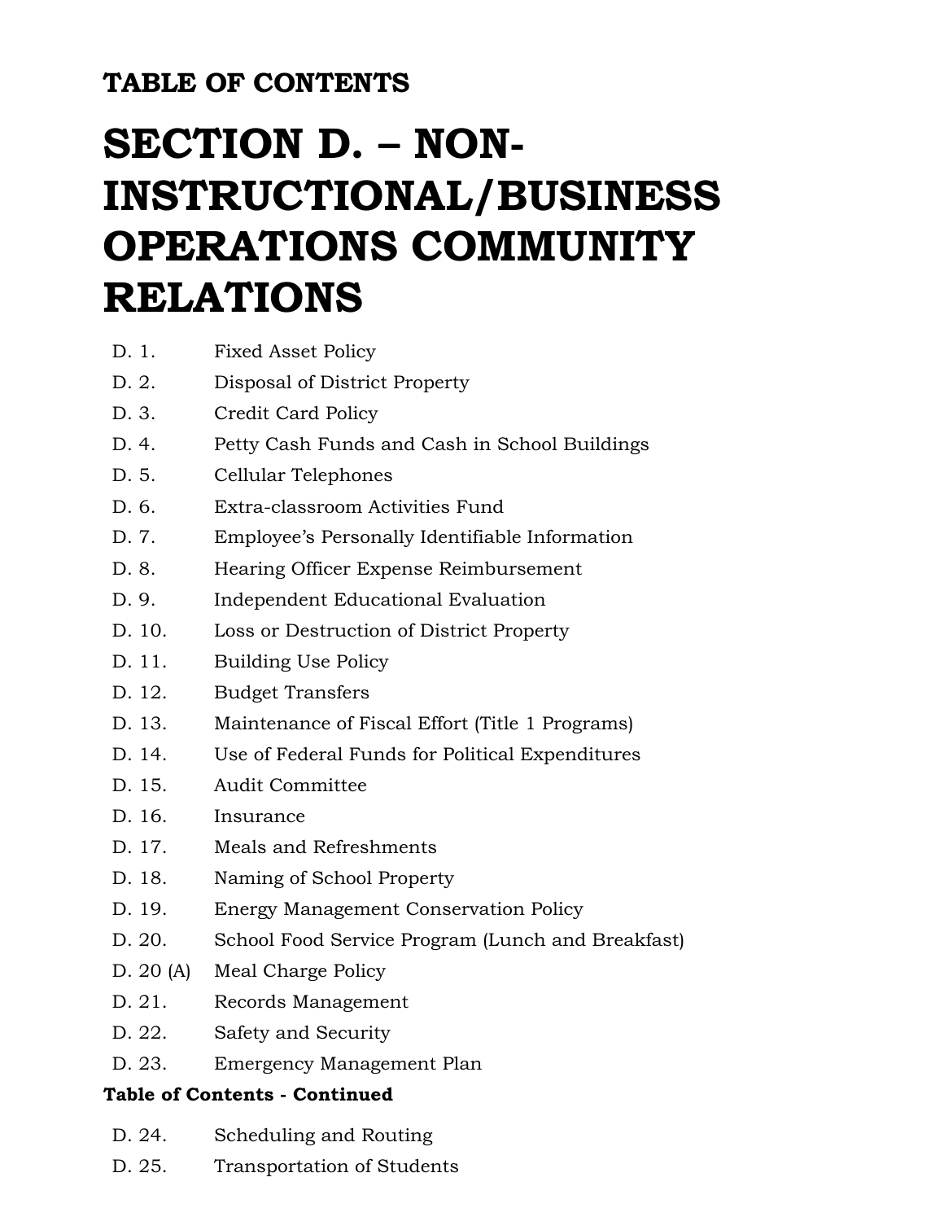**TABLE OF CONTENTS**

# SECTION D. – NON-INSTRUCTIONAL/BUSINESS OPERATIONS COMMUNITY RELATIONS

| | |
|---|---|
| D. 1. | Fixed Asset Policy |
| D. 2. | Disposal of District Property |
| D. 3. | Credit Card Policy |
| D. 4. | Petty Cash Funds and Cash in School Buildings |
| D. 5. | Cellular Telephones |
| D. 6. | Extra-classroom Activities Fund |
| D. 7. | Employee's Personally Identifiable Information |
| D. 8. | Hearing Officer Expense Reimbursement |
| D. 9. | Independent Educational Evaluation |
| D. 10. | Loss or Destruction of District Property |
| D. 11. | Building Use Policy |
| D. 12. | Budget Transfers |
| D. 13. | Maintenance of Fiscal Effort (Title 1 Programs) |
| D. 14. | Use of Federal Funds for Political Expenditures |
| D. 15. | Audit Committee |
| D. 16. | Insurance |
| D. 17. | Meals and Refreshments |
| D. 18. | Naming of School Property |
| D. 19. | Energy Management Conservation Policy |
| D. 20. | School Food Service Program (Lunch and Breakfast) |
| D. 20 (A) | Meal Charge Policy |
| D. 21. | Records Management |
| D. 22. | Safety and Security |
| D. 23. | Emergency Management Plan |

**Table of Contents - Continued**

| | |
|---|---|
| D. 24. | Scheduling and Routing |
| D. 25. | Transportation of Students |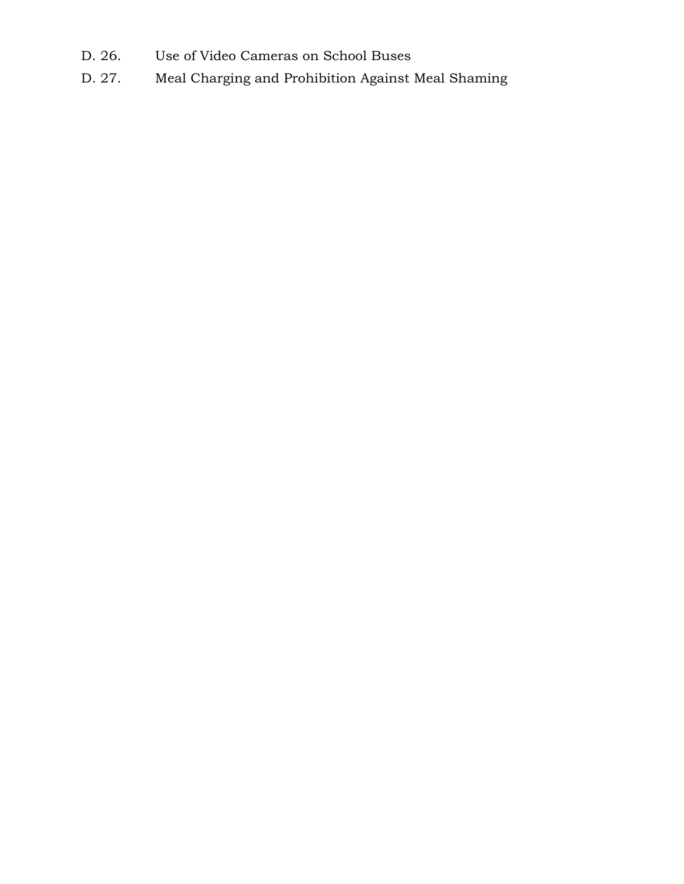D. 26. Use of Video Cameras on School Buses

D. 27. Meal Charging and Prohibition Against Meal Shaming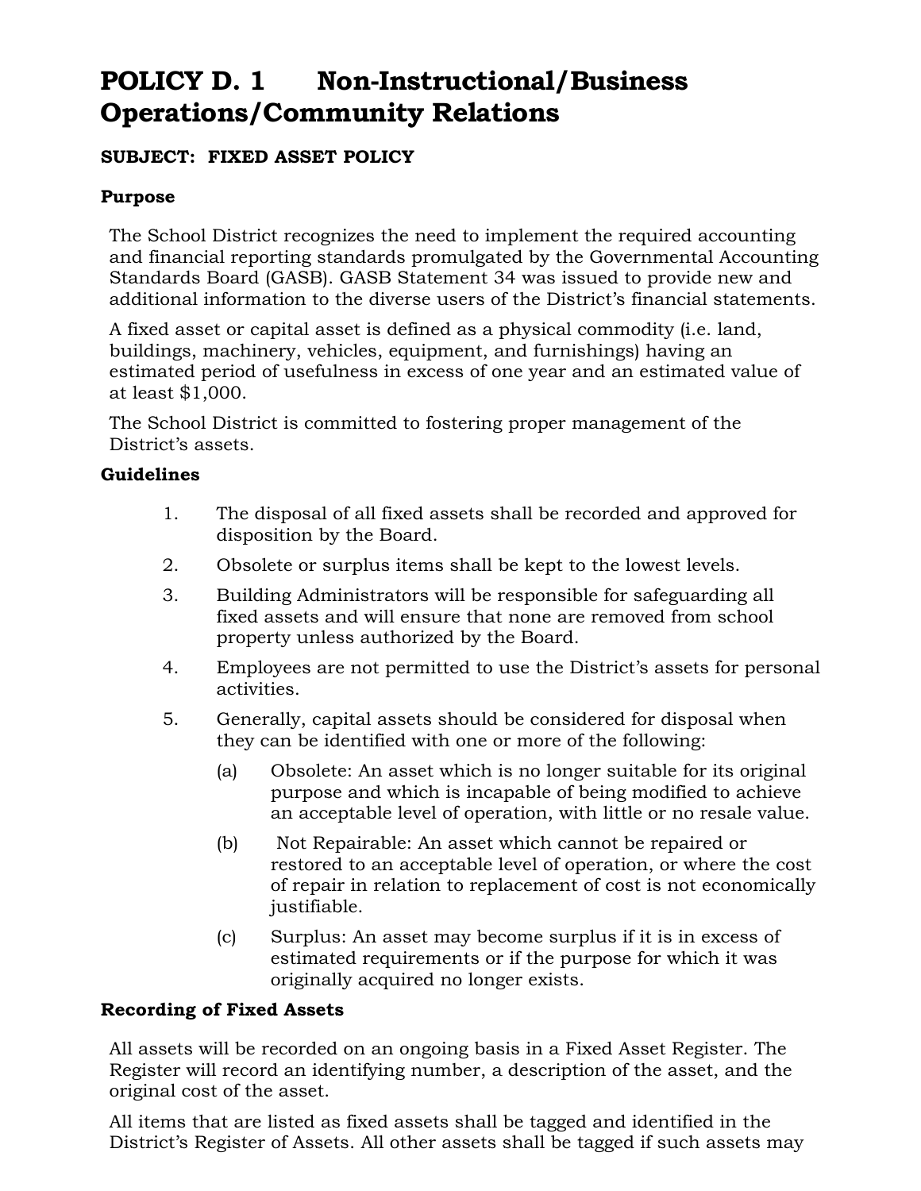# POLICY D. 1 Non-Instructional/Business Operations/Community Relations

**SUBJECT: FIXED ASSET POLICY**

**Purpose**

The School District recognizes the need to implement the required accounting and financial reporting standards promulgated by the Governmental Accounting Standards Board (GASB). GASB Statement 34 was issued to provide new and additional information to the diverse users of the District's financial statements.

A fixed asset or capital asset is defined as a physical commodity (i.e. land, buildings, machinery, vehicles, equipment, and furnishings) having an estimated period of usefulness in excess of one year and an estimated value of at least $1,000.

The School District is committed to fostering proper management of the District's assets.

**Guidelines**

1. The disposal of all fixed assets shall be recorded and approved for disposition by the Board.
2. Obsolete or surplus items shall be kept to the lowest levels.
3. Building Administrators will be responsible for safeguarding all fixed assets and will ensure that none are removed from school property unless authorized by the Board.
4. Employees are not permitted to use the District's assets for personal activities.
5. Generally, capital assets should be considered for disposal when they can be identified with one or more of the following:
   - (a) Obsolete: An asset which is no longer suitable for its original purpose and which is incapable of being modified to achieve an acceptable level of operation, with little or no resale value.
   - (b) Not Repairable: An asset which cannot be repaired or restored to an acceptable level of operation, or where the cost of repair in relation to replacement of cost is not economically justifiable.
   - (c) Surplus: An asset may become surplus if it is in excess of estimated requirements or if the purpose for which it was originally acquired no longer exists.

**Recording of Fixed Assets**

All assets will be recorded on an ongoing basis in a Fixed Asset Register. The Register will record an identifying number, a description of the asset, and the original cost of the asset.

All items that are listed as fixed assets shall be tagged and identified in the District's Register of Assets. All other assets shall be tagged if such assets may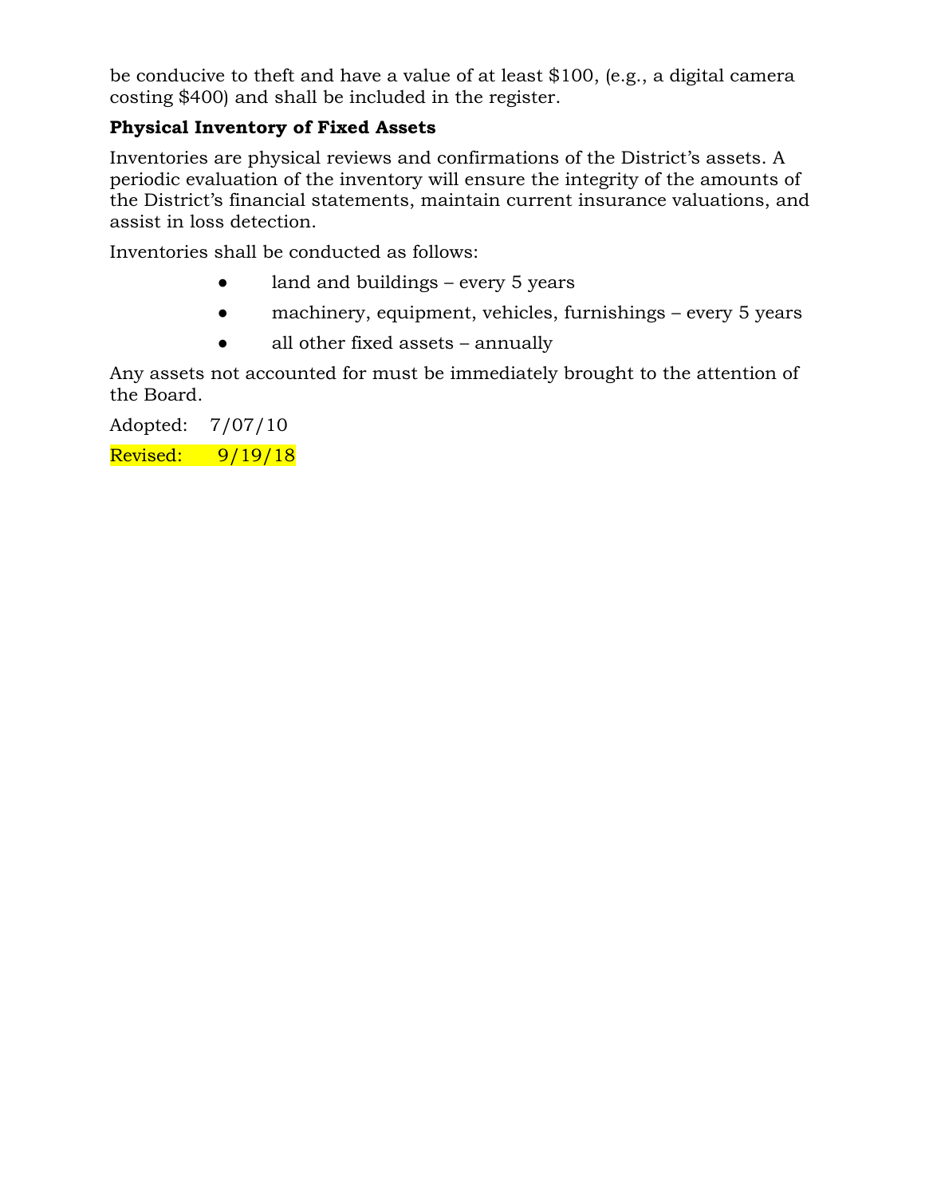be conducive to theft and have a value of at least $100, (e.g., a digital camera costing $400) and shall be included in the register.

**Physical Inventory of Fixed Assets**

Inventories are physical reviews and confirmations of the District's assets. A periodic evaluation of the inventory will ensure the integrity of the amounts of the District's financial statements, maintain current insurance valuations, and assist in loss detection.

Inventories shall be conducted as follows:

- land and buildings – every 5 years
- machinery, equipment, vehicles, furnishings – every 5 years
- all other fixed assets – annually

Any assets not accounted for must be immediately brought to the attention of the Board.

Adopted: 7/07/10

Revised: 9/19/18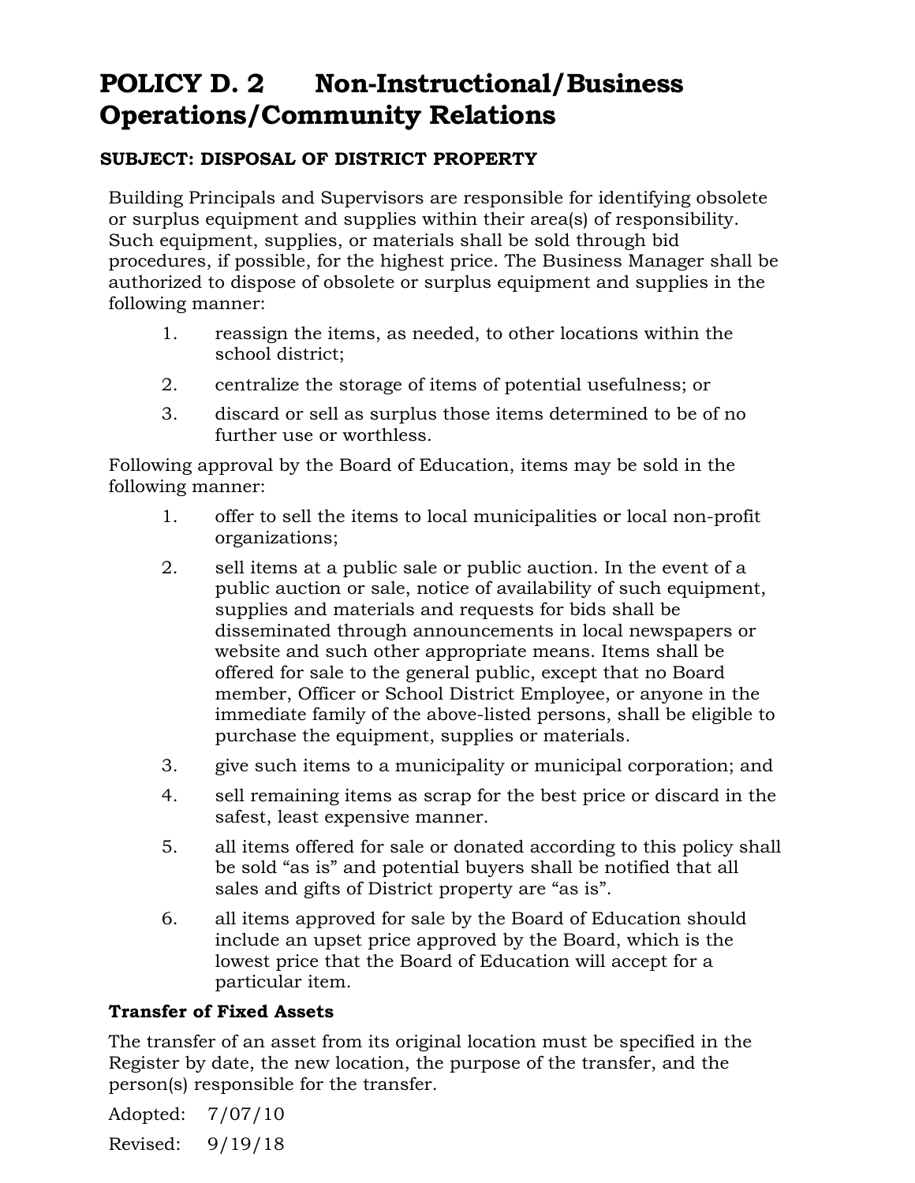# POLICY D. 2 Non-Instructional/Business Operations/Community Relations

**SUBJECT: DISPOSAL OF DISTRICT PROPERTY**

Building Principals and Supervisors are responsible for identifying obsolete or surplus equipment and supplies within their area(s) of responsibility. Such equipment, supplies, or materials shall be sold through bid procedures, if possible, for the highest price. The Business Manager shall be authorized to dispose of obsolete or surplus equipment and supplies in the following manner:

1. reassign the items, as needed, to other locations within the school district;
2. centralize the storage of items of potential usefulness; or
3. discard or sell as surplus those items determined to be of no further use or worthless.

Following approval by the Board of Education, items may be sold in the following manner:

1. offer to sell the items to local municipalities or local non-profit organizations;
2. sell items at a public sale or public auction. In the event of a public auction or sale, notice of availability of such equipment, supplies and materials and requests for bids shall be disseminated through announcements in local newspapers or website and such other appropriate means. Items shall be offered for sale to the general public, except that no Board member, Officer or School District Employee, or anyone in the immediate family of the above-listed persons, shall be eligible to purchase the equipment, supplies or materials.
3. give such items to a municipality or municipal corporation; and
4. sell remaining items as scrap for the best price or discard in the safest, least expensive manner.
5. all items offered for sale or donated according to this policy shall be sold "as is" and potential buyers shall be notified that all sales and gifts of District property are "as is".
6. all items approved for sale by the Board of Education should include an upset price approved by the Board, which is the lowest price that the Board of Education will accept for a particular item.

**Transfer of Fixed Assets**

The transfer of an asset from its original location must be specified in the Register by date, the new location, the purpose of the transfer, and the person(s) responsible for the transfer.

Adopted: 7/07/10

Revised: 9/19/18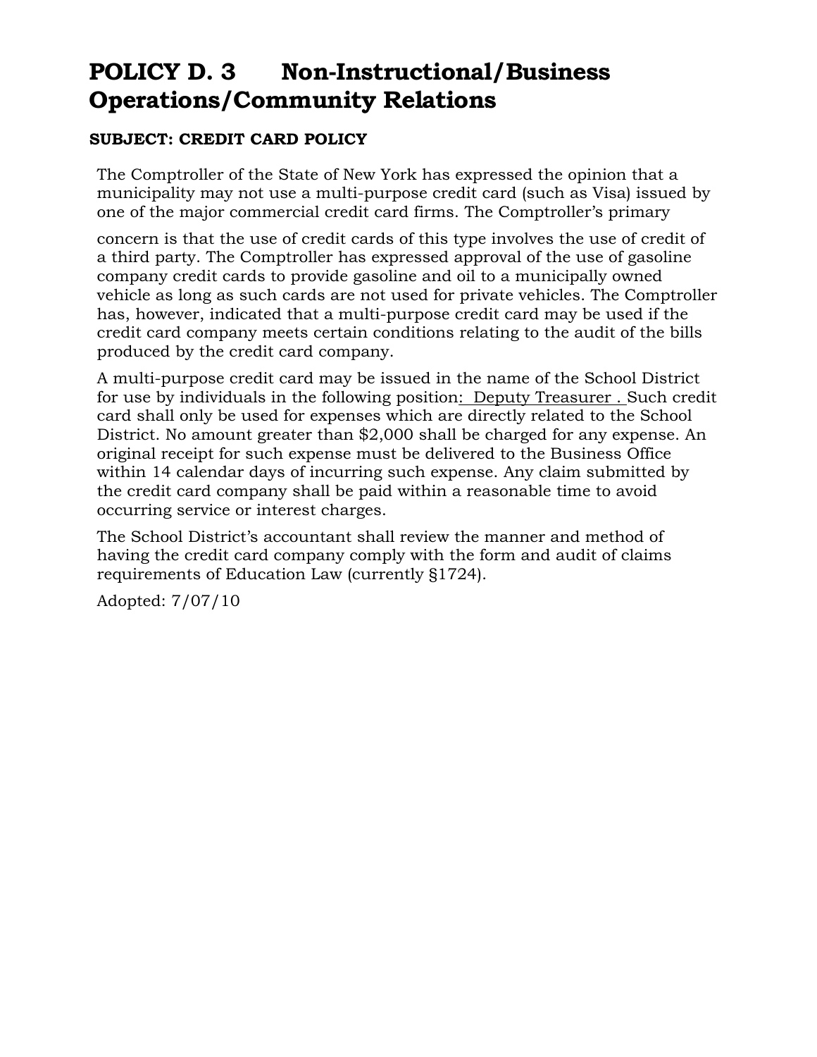# POLICY D. 3 Non-Instructional/Business Operations/Community Relations

**SUBJECT: CREDIT CARD POLICY**

The Comptroller of the State of New York has expressed the opinion that a municipality may not use a multi-purpose credit card (such as Visa) issued by one of the major commercial credit card firms. The Comptroller's primary concern is that the use of credit cards of this type involves the use of credit of a third party. The Comptroller has expressed approval of the use of gasoline company credit cards to provide gasoline and oil to a municipally owned vehicle as long as such cards are not used for private vehicles. The Comptroller has, however, indicated that a multi-purpose credit card may be used if the credit card company meets certain conditions relating to the audit of the bills produced by the credit card company.

A multi-purpose credit card may be issued in the name of the School District for use by individuals in the following position: Deputy Treasurer . Such credit card shall only be used for expenses which are directly related to the School District. No amount greater than $2,000 shall be charged for any expense. An original receipt for such expense must be delivered to the Business Office within 14 calendar days of incurring such expense. Any claim submitted by the credit card company shall be paid within a reasonable time to avoid occurring service or interest charges.

The School District's accountant shall review the manner and method of having the credit card company comply with the form and audit of claims requirements of Education Law (currently §1724).

Adopted: 7/07/10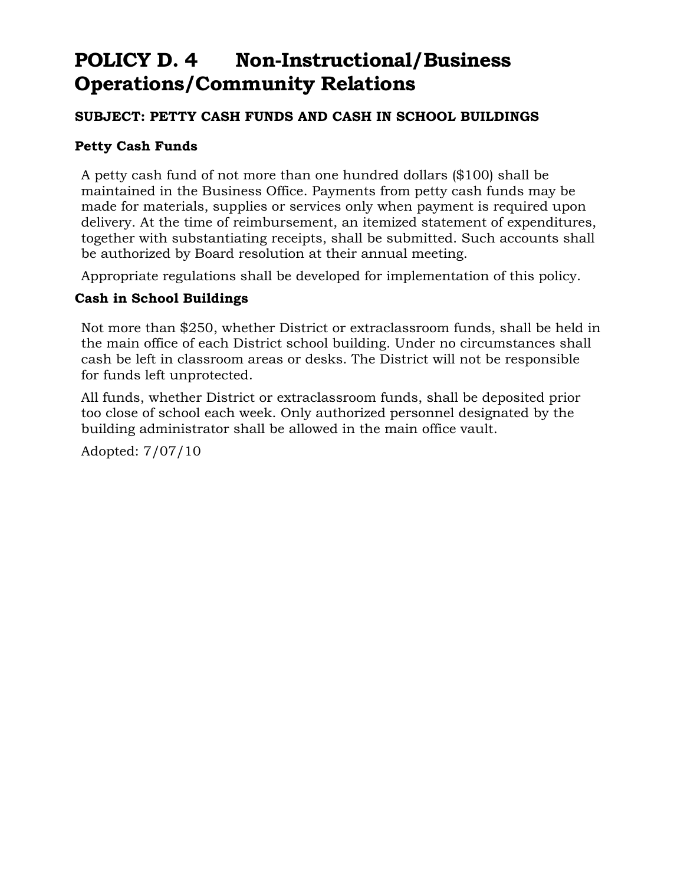# POLICY D. 4 Non-Instructional/Business Operations/Community Relations

**SUBJECT: PETTY CASH FUNDS AND CASH IN SCHOOL BUILDINGS**

### Petty Cash Funds

A petty cash fund of not more than one hundred dollars ($100) shall be maintained in the Business Office. Payments from petty cash funds may be made for materials, supplies or services only when payment is required upon delivery. At the time of reimbursement, an itemized statement of expenditures, together with substantiating receipts, shall be submitted. Such accounts shall be authorized by Board resolution at their annual meeting.

Appropriate regulations shall be developed for implementation of this policy.

### Cash in School Buildings

Not more than $250, whether District or extraclassroom funds, shall be held in the main office of each District school building. Under no circumstances shall cash be left in classroom areas or desks. The District will not be responsible for funds left unprotected.

All funds, whether District or extraclassroom funds, shall be deposited prior too close of school each week. Only authorized personnel designated by the building administrator shall be allowed in the main office vault.

Adopted: 7/07/10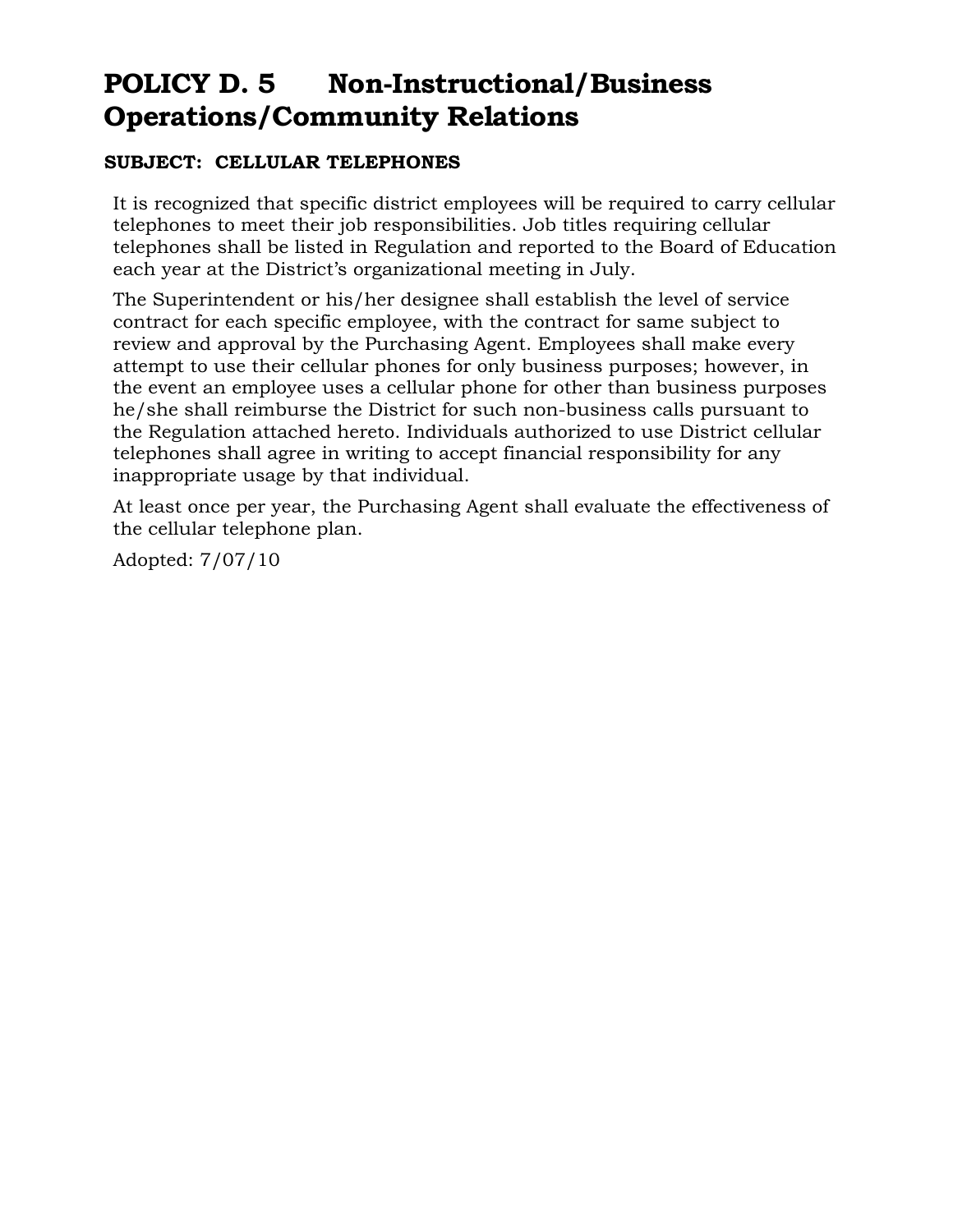# POLICY D. 5 Non-Instructional/Business Operations/Community Relations

**SUBJECT: CELLULAR TELEPHONES**

It is recognized that specific district employees will be required to carry cellular telephones to meet their job responsibilities. Job titles requiring cellular telephones shall be listed in Regulation and reported to the Board of Education each year at the District's organizational meeting in July.

The Superintendent or his/her designee shall establish the level of service contract for each specific employee, with the contract for same subject to review and approval by the Purchasing Agent. Employees shall make every attempt to use their cellular phones for only business purposes; however, in the event an employee uses a cellular phone for other than business purposes he/she shall reimburse the District for such non-business calls pursuant to the Regulation attached hereto. Individuals authorized to use District cellular telephones shall agree in writing to accept financial responsibility for any inappropriate usage by that individual.

At least once per year, the Purchasing Agent shall evaluate the effectiveness of the cellular telephone plan.

Adopted: 7/07/10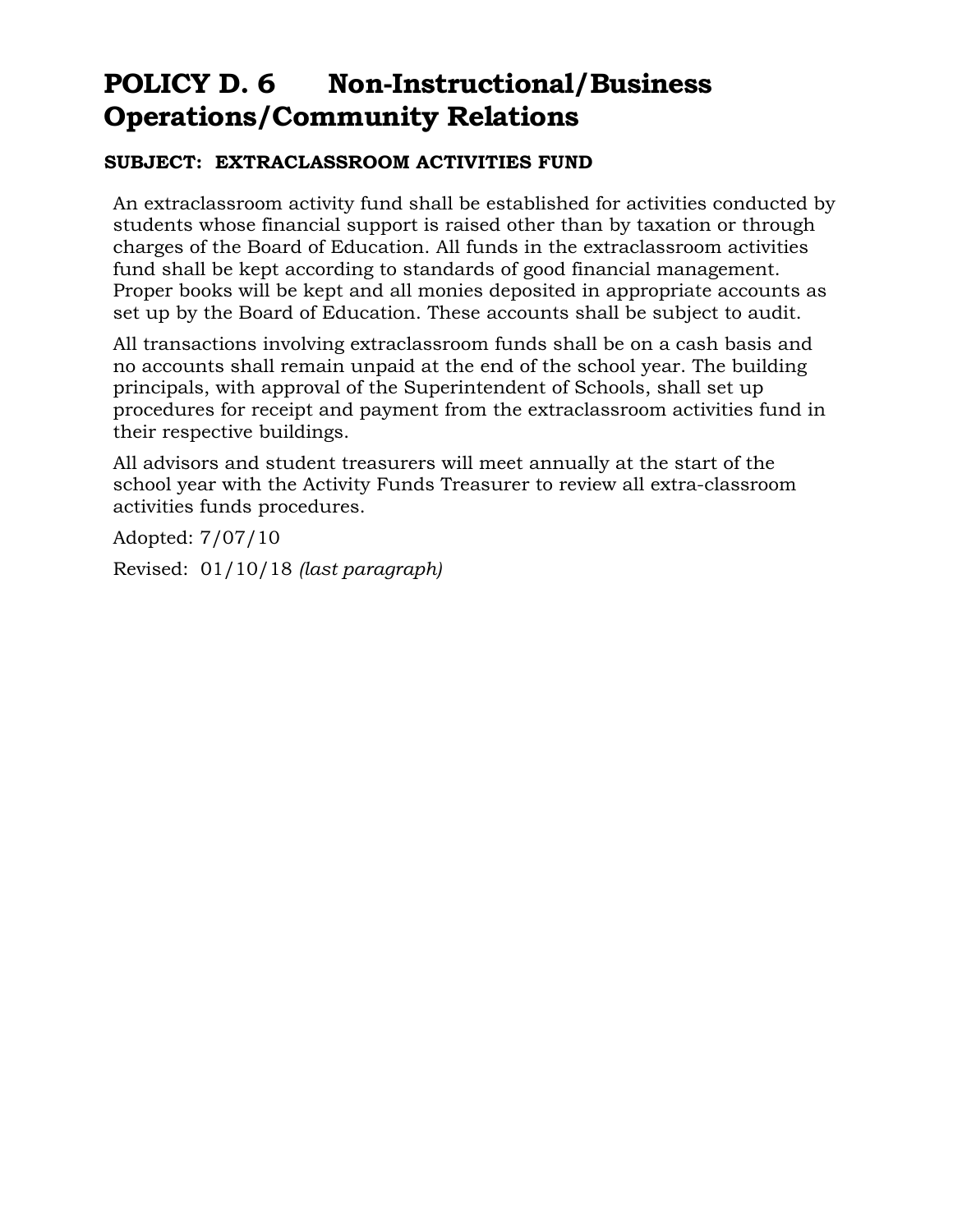# POLICY D. 6 Non-Instructional/Business Operations/Community Relations

**SUBJECT: EXTRACLASSROOM ACTIVITIES FUND**

An extraclassroom activity fund shall be established for activities conducted by students whose financial support is raised other than by taxation or through charges of the Board of Education. All funds in the extraclassroom activities fund shall be kept according to standards of good financial management. Proper books will be kept and all monies deposited in appropriate accounts as set up by the Board of Education. These accounts shall be subject to audit.

All transactions involving extraclassroom funds shall be on a cash basis and no accounts shall remain unpaid at the end of the school year. The building principals, with approval of the Superintendent of Schools, shall set up procedures for receipt and payment from the extraclassroom activities fund in their respective buildings.

All advisors and student treasurers will meet annually at the start of the school year with the Activity Funds Treasurer to review all extra-classroom activities funds procedures.

Adopted: 7/07/10

Revised: 01/10/18 *(last paragraph)*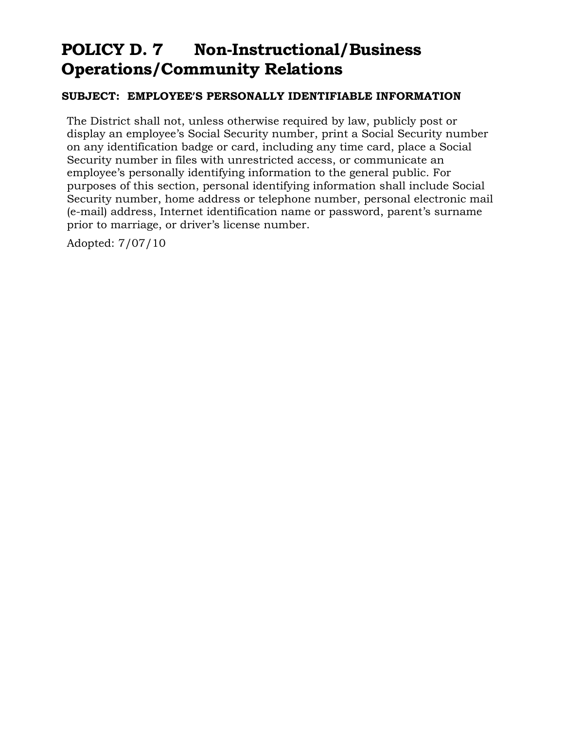# POLICY D. 7 Non-Instructional/Business Operations/Community Relations

**SUBJECT: EMPLOYEE'S PERSONALLY IDENTIFIABLE INFORMATION**

The District shall not, unless otherwise required by law, publicly post or display an employee's Social Security number, print a Social Security number on any identification badge or card, including any time card, place a Social Security number in files with unrestricted access, or communicate an employee's personally identifying information to the general public. For purposes of this section, personal identifying information shall include Social Security number, home address or telephone number, personal electronic mail (e-mail) address, Internet identification name or password, parent's surname prior to marriage, or driver's license number.

Adopted: 7/07/10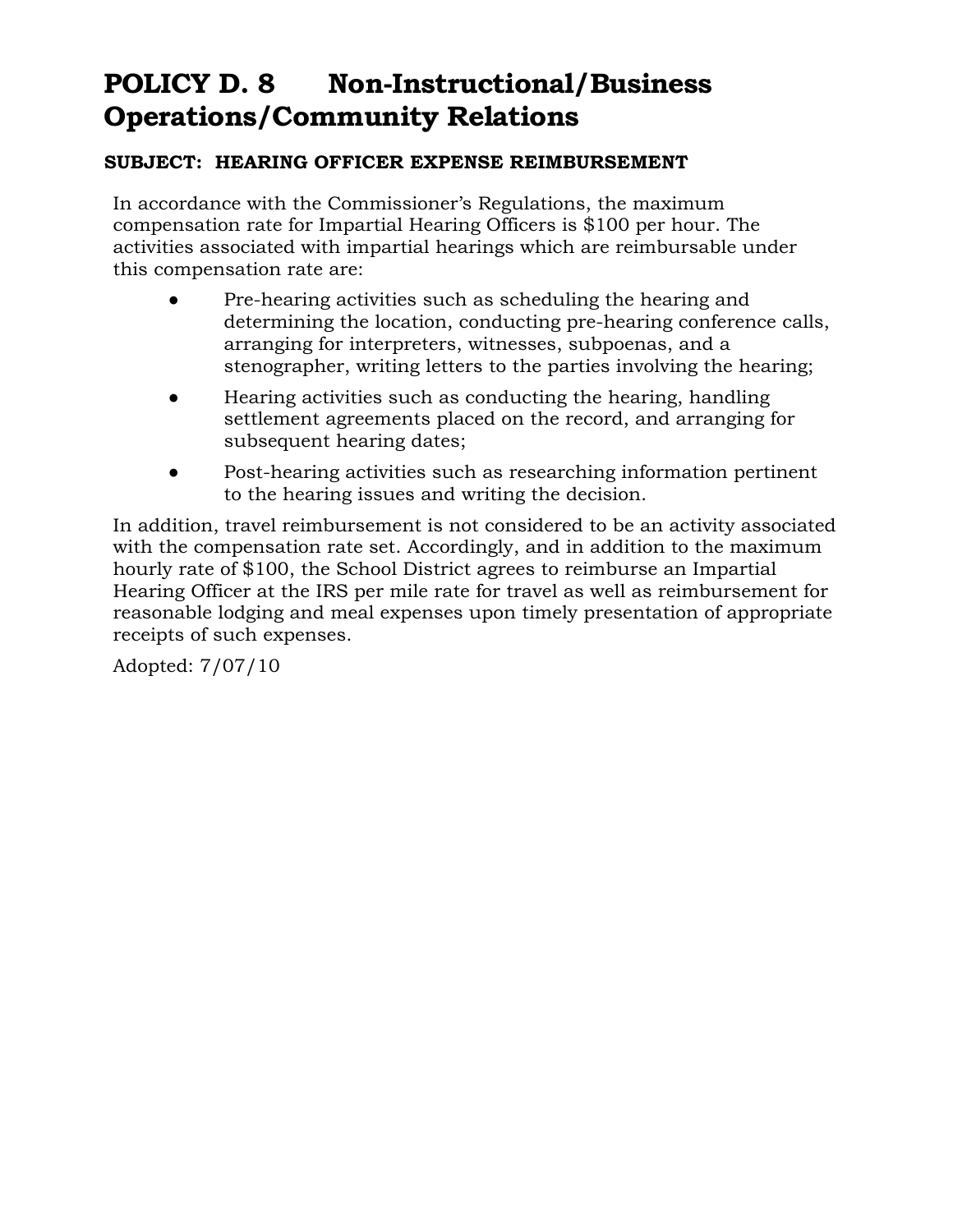# POLICY D. 8 Non-Instructional/Business Operations/Community Relations

**SUBJECT: HEARING OFFICER EXPENSE REIMBURSEMENT**

In accordance with the Commissioner's Regulations, the maximum compensation rate for Impartial Hearing Officers is $100 per hour. The activities associated with impartial hearings which are reimbursable under this compensation rate are:

- Pre-hearing activities such as scheduling the hearing and determining the location, conducting pre-hearing conference calls, arranging for interpreters, witnesses, subpoenas, and a stenographer, writing letters to the parties involving the hearing;
- Hearing activities such as conducting the hearing, handling settlement agreements placed on the record, and arranging for subsequent hearing dates;
- Post-hearing activities such as researching information pertinent to the hearing issues and writing the decision.

In addition, travel reimbursement is not considered to be an activity associated with the compensation rate set. Accordingly, and in addition to the maximum hourly rate of $100, the School District agrees to reimburse an Impartial Hearing Officer at the IRS per mile rate for travel as well as reimbursement for reasonable lodging and meal expenses upon timely presentation of appropriate receipts of such expenses.

Adopted: 7/07/10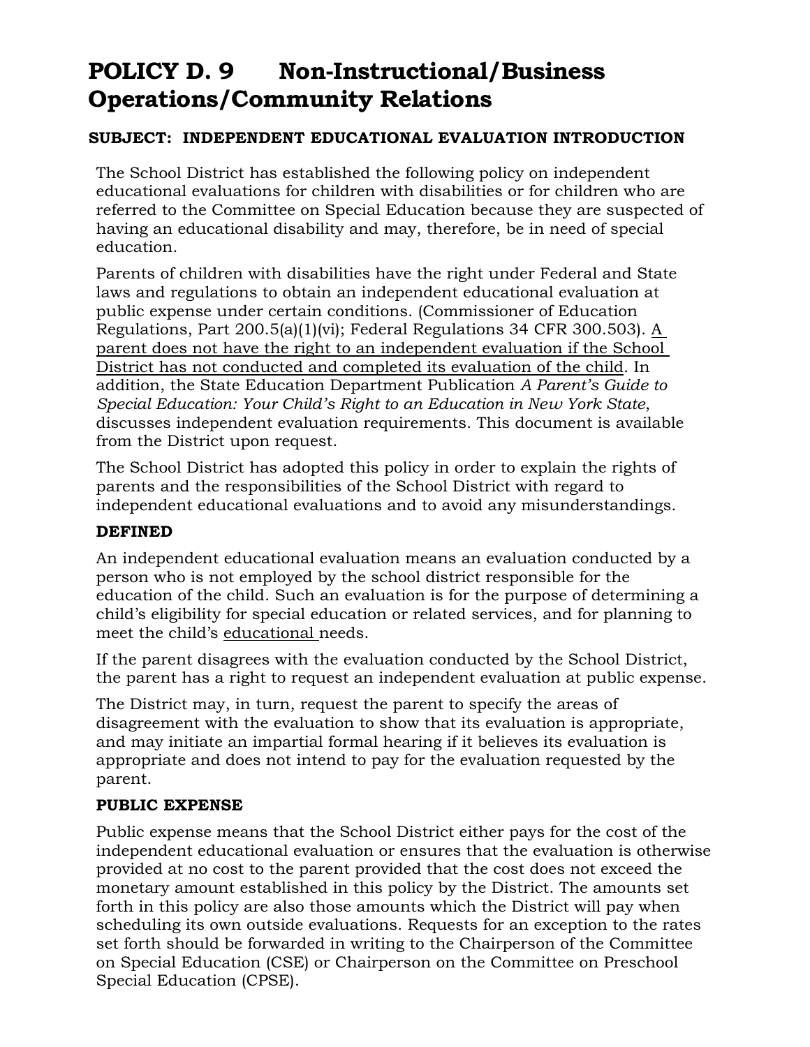# POLICY D. 9 Non-Instructional/Business Operations/Community Relations

**SUBJECT: INDEPENDENT EDUCATIONAL EVALUATION INTRODUCTION**

The School District has established the following policy on independent educational evaluations for children with disabilities or for children who are referred to the Committee on Special Education because they are suspected of having an educational disability and may, therefore, be in need of special education.

Parents of children with disabilities have the right under Federal and State laws and regulations to obtain an independent educational evaluation at public expense under certain conditions. (Commissioner of Education Regulations, Part 200.5(a)(1)(vi); Federal Regulations 34 CFR 300.503). <u>A parent does not have the right to an independent evaluation if the School District has not conducted and completed its evaluation of the child</u>. In addition, the State Education Department Publication *A Parent's Guide to Special Education: Your Child's Right to an Education in New York State*, discusses independent evaluation requirements. This document is available from the District upon request.

The School District has adopted this policy in order to explain the rights of parents and the responsibilities of the School District with regard to independent educational evaluations and to avoid any misunderstandings.

**DEFINED**

An independent educational evaluation means an evaluation conducted by a person who is not employed by the school district responsible for the education of the child. Such an evaluation is for the purpose of determining a child's eligibility for special education or related services, and for planning to meet the child's <u>educational</u> needs.

If the parent disagrees with the evaluation conducted by the School District, the parent has a right to request an independent evaluation at public expense.

The District may, in turn, request the parent to specify the areas of disagreement with the evaluation to show that its evaluation is appropriate, and may initiate an impartial formal hearing if it believes its evaluation is appropriate and does not intend to pay for the evaluation requested by the parent.

**PUBLIC EXPENSE**

Public expense means that the School District either pays for the cost of the independent educational evaluation or ensures that the evaluation is otherwise provided at no cost to the parent provided that the cost does not exceed the monetary amount established in this policy by the District. The amounts set forth in this policy are also those amounts which the District will pay when scheduling its own outside evaluations. Requests for an exception to the rates set forth should be forwarded in writing to the Chairperson of the Committee on Special Education (CSE) or Chairperson on the Committee on Preschool Special Education (CPSE).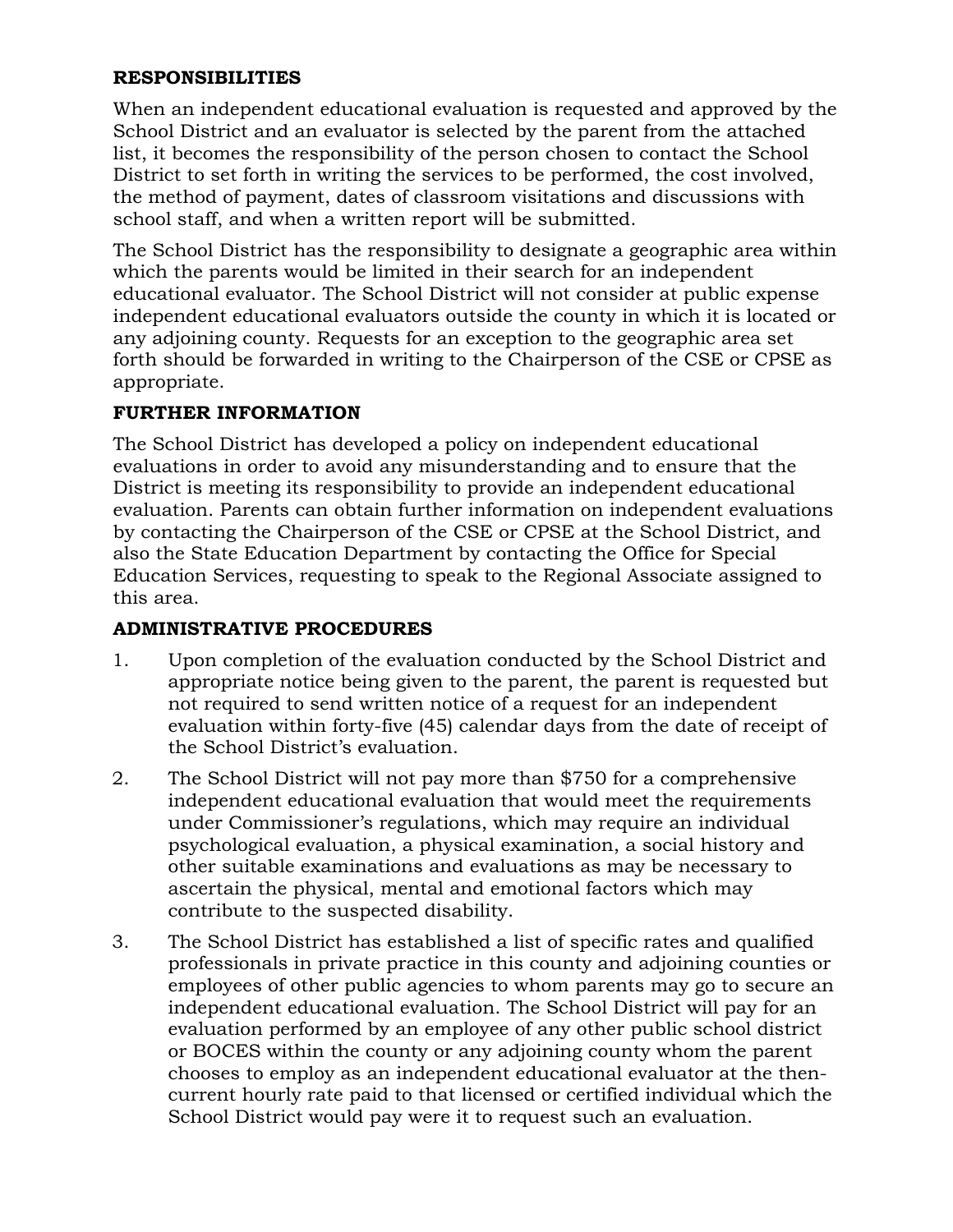**RESPONSIBILITIES**

When an independent educational evaluation is requested and approved by the School District and an evaluator is selected by the parent from the attached list, it becomes the responsibility of the person chosen to contact the School District to set forth in writing the services to be performed, the cost involved, the method of payment, dates of classroom visitations and discussions with school staff, and when a written report will be submitted.

The School District has the responsibility to designate a geographic area within which the parents would be limited in their search for an independent educational evaluator. The School District will not consider at public expense independent educational evaluators outside the county in which it is located or any adjoining county. Requests for an exception to the geographic area set forth should be forwarded in writing to the Chairperson of the CSE or CPSE as appropriate.

**FURTHER INFORMATION**

The School District has developed a policy on independent educational evaluations in order to avoid any misunderstanding and to ensure that the District is meeting its responsibility to provide an independent educational evaluation. Parents can obtain further information on independent evaluations by contacting the Chairperson of the CSE or CPSE at the School District, and also the State Education Department by contacting the Office for Special Education Services, requesting to speak to the Regional Associate assigned to this area.

**ADMINISTRATIVE PROCEDURES**

1. Upon completion of the evaluation conducted by the School District and appropriate notice being given to the parent, the parent is requested but not required to send written notice of a request for an independent evaluation within forty-five (45) calendar days from the date of receipt of the School District's evaluation.
2. The School District will not pay more than $750 for a comprehensive independent educational evaluation that would meet the requirements under Commissioner's regulations, which may require an individual psychological evaluation, a physical examination, a social history and other suitable examinations and evaluations as may be necessary to ascertain the physical, mental and emotional factors which may contribute to the suspected disability.
3. The School District has established a list of specific rates and qualified professionals in private practice in this county and adjoining counties or employees of other public agencies to whom parents may go to secure an independent educational evaluation. The School District will pay for an evaluation performed by an employee of any other public school district or BOCES within the county or any adjoining county whom the parent chooses to employ as an independent educational evaluator at the then-current hourly rate paid to that licensed or certified individual which the School District would pay were it to request such an evaluation.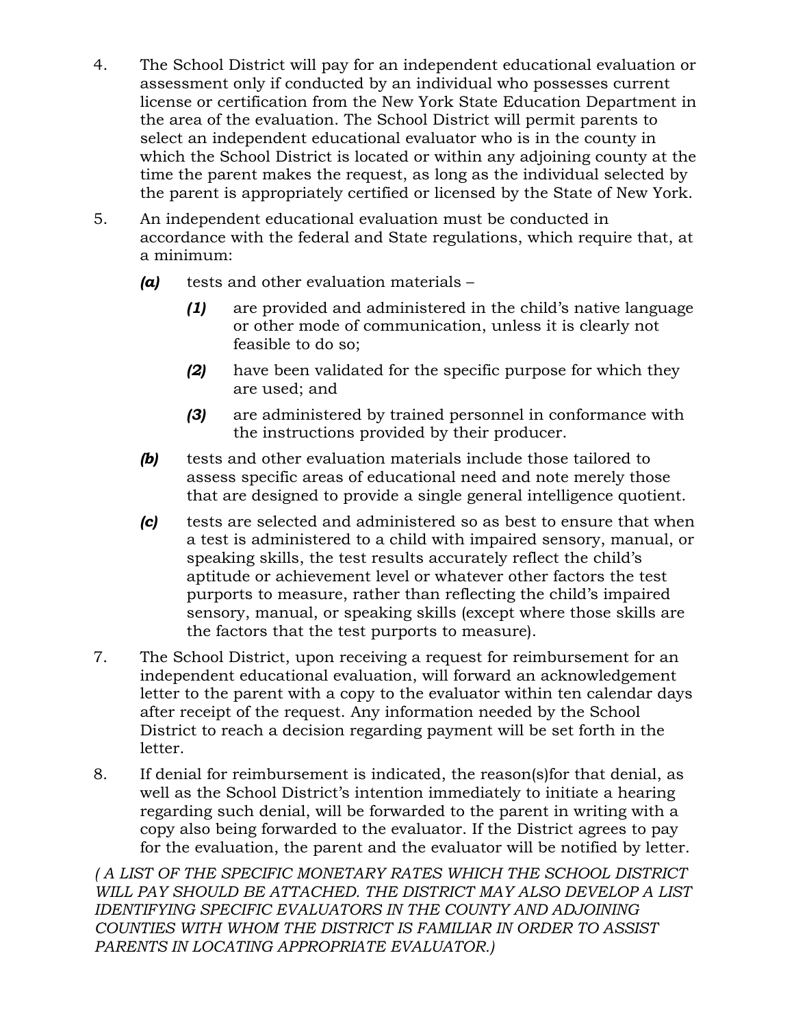4. The School District will pay for an independent educational evaluation or assessment only if conducted by an individual who possesses current license or certification from the New York State Education Department in the area of the evaluation. The School District will permit parents to select an independent educational evaluator who is in the county in which the School District is located or within any adjoining county at the time the parent makes the request, as long as the individual selected by the parent is appropriately certified or licensed by the State of New York.

5. An independent educational evaluation must be conducted in accordance with the federal and State regulations, which require that, at a minimum:

   ***(a)*** tests and other evaluation materials –

   ***(1)*** are provided and administered in the child's native language or other mode of communication, unless it is clearly not feasible to do so;

   ***(2)*** have been validated for the specific purpose for which they are used; and

   ***(3)*** are administered by trained personnel in conformance with the instructions provided by their producer.

   ***(b)*** tests and other evaluation materials include those tailored to assess specific areas of educational need and note merely those that are designed to provide a single general intelligence quotient.

   ***(c)*** tests are selected and administered so as best to ensure that when a test is administered to a child with impaired sensory, manual, or speaking skills, the test results accurately reflect the child's aptitude or achievement level or whatever other factors the test purports to measure, rather than reflecting the child's impaired sensory, manual, or speaking skills (except where those skills are the factors that the test purports to measure).

7. The School District, upon receiving a request for reimbursement for an independent educational evaluation, will forward an acknowledgement letter to the parent with a copy to the evaluator within ten calendar days after receipt of the request. Any information needed by the School District to reach a decision regarding payment will be set forth in the letter.

8. If denial for reimbursement is indicated, the reason(s)for that denial, as well as the School District's intention immediately to initiate a hearing regarding such denial, will be forwarded to the parent in writing with a copy also being forwarded to the evaluator. If the District agrees to pay for the evaluation, the parent and the evaluator will be notified by letter.

*( A LIST OF THE SPECIFIC MONETARY RATES WHICH THE SCHOOL DISTRICT WILL PAY SHOULD BE ATTACHED. THE DISTRICT MAY ALSO DEVELOP A LIST IDENTIFYING SPECIFIC EVALUATORS IN THE COUNTY AND ADJOINING COUNTIES WITH WHOM THE DISTRICT IS FAMILIAR IN ORDER TO ASSIST PARENTS IN LOCATING APPROPRIATE EVALUATOR.)*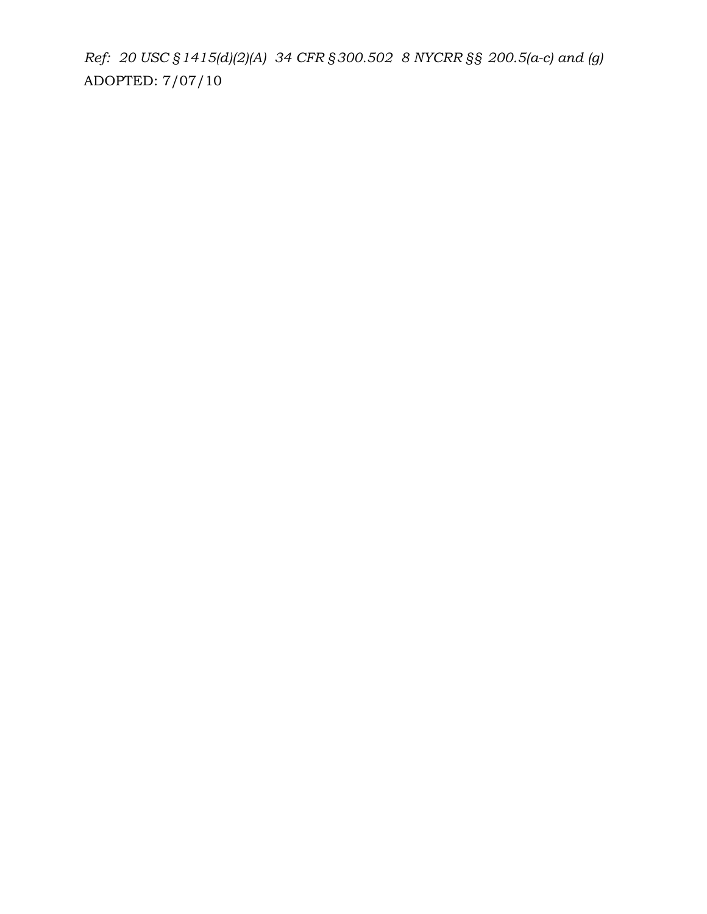*Ref: 20 USC §1415(d)(2)(A) 34 CFR §300.502 8 NYCRR §§ 200.5(a-c) and (g)*

ADOPTED: 7/07/10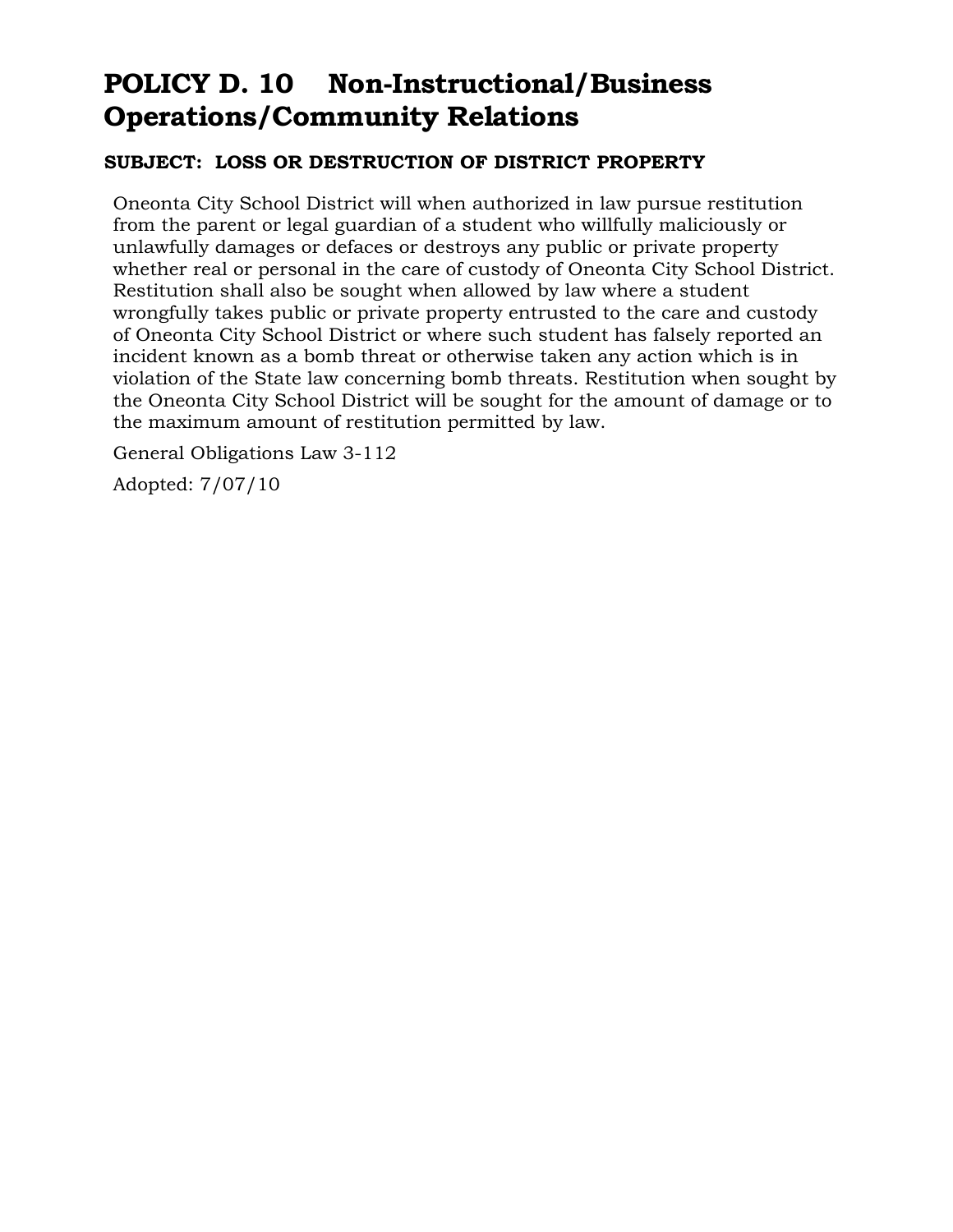# POLICY D. 10 Non-Instructional/Business Operations/Community Relations

**SUBJECT: LOSS OR DESTRUCTION OF DISTRICT PROPERTY**

Oneonta City School District will when authorized in law pursue restitution from the parent or legal guardian of a student who willfully maliciously or unlawfully damages or defaces or destroys any public or private property whether real or personal in the care of custody of Oneonta City School District. Restitution shall also be sought when allowed by law where a student wrongfully takes public or private property entrusted to the care and custody of Oneonta City School District or where such student has falsely reported an incident known as a bomb threat or otherwise taken any action which is in violation of the State law concerning bomb threats. Restitution when sought by the Oneonta City School District will be sought for the amount of damage or to the maximum amount of restitution permitted by law.

General Obligations Law 3-112

Adopted: 7/07/10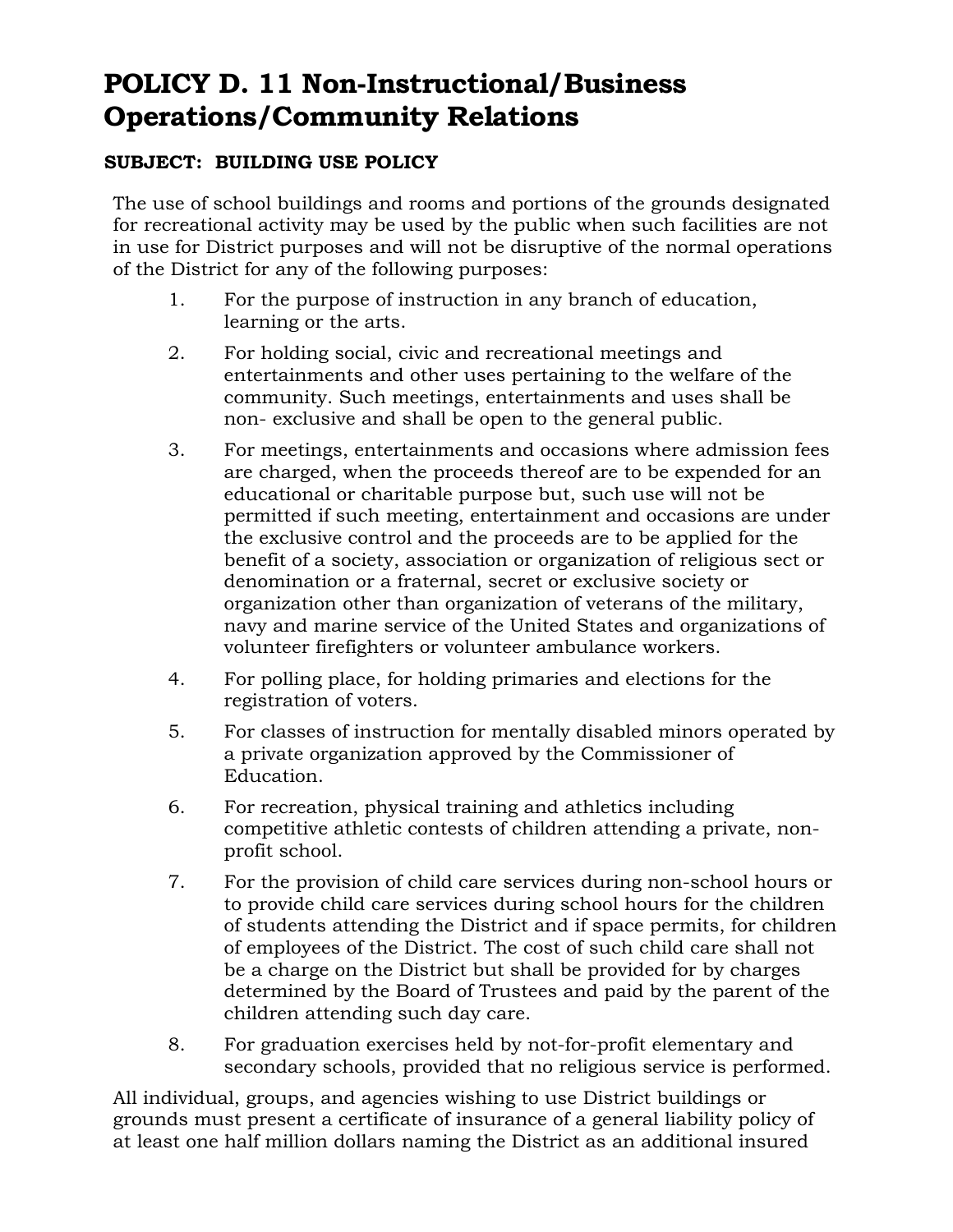# POLICY D. 11 Non-Instructional/Business Operations/Community Relations

**SUBJECT: BUILDING USE POLICY**

The use of school buildings and rooms and portions of the grounds designated for recreational activity may be used by the public when such facilities are not in use for District purposes and will not be disruptive of the normal operations of the District for any of the following purposes:

1. For the purpose of instruction in any branch of education, learning or the arts.
2. For holding social, civic and recreational meetings and entertainments and other uses pertaining to the welfare of the community. Such meetings, entertainments and uses shall be non- exclusive and shall be open to the general public.
3. For meetings, entertainments and occasions where admission fees are charged, when the proceeds thereof are to be expended for an educational or charitable purpose but, such use will not be permitted if such meeting, entertainment and occasions are under the exclusive control and the proceeds are to be applied for the benefit of a society, association or organization of religious sect or denomination or a fraternal, secret or exclusive society or organization other than organization of veterans of the military, navy and marine service of the United States and organizations of volunteer firefighters or volunteer ambulance workers.
4. For polling place, for holding primaries and elections for the registration of voters.
5. For classes of instruction for mentally disabled minors operated by a private organization approved by the Commissioner of Education.
6. For recreation, physical training and athletics including competitive athletic contests of children attending a private, non-profit school.
7. For the provision of child care services during non-school hours or to provide child care services during school hours for the children of students attending the District and if space permits, for children of employees of the District. The cost of such child care shall not be a charge on the District but shall be provided for by charges determined by the Board of Trustees and paid by the parent of the children attending such day care.
8. For graduation exercises held by not-for-profit elementary and secondary schools, provided that no religious service is performed.

All individual, groups, and agencies wishing to use District buildings or grounds must present a certificate of insurance of a general liability policy of at least one half million dollars naming the District as an additional insured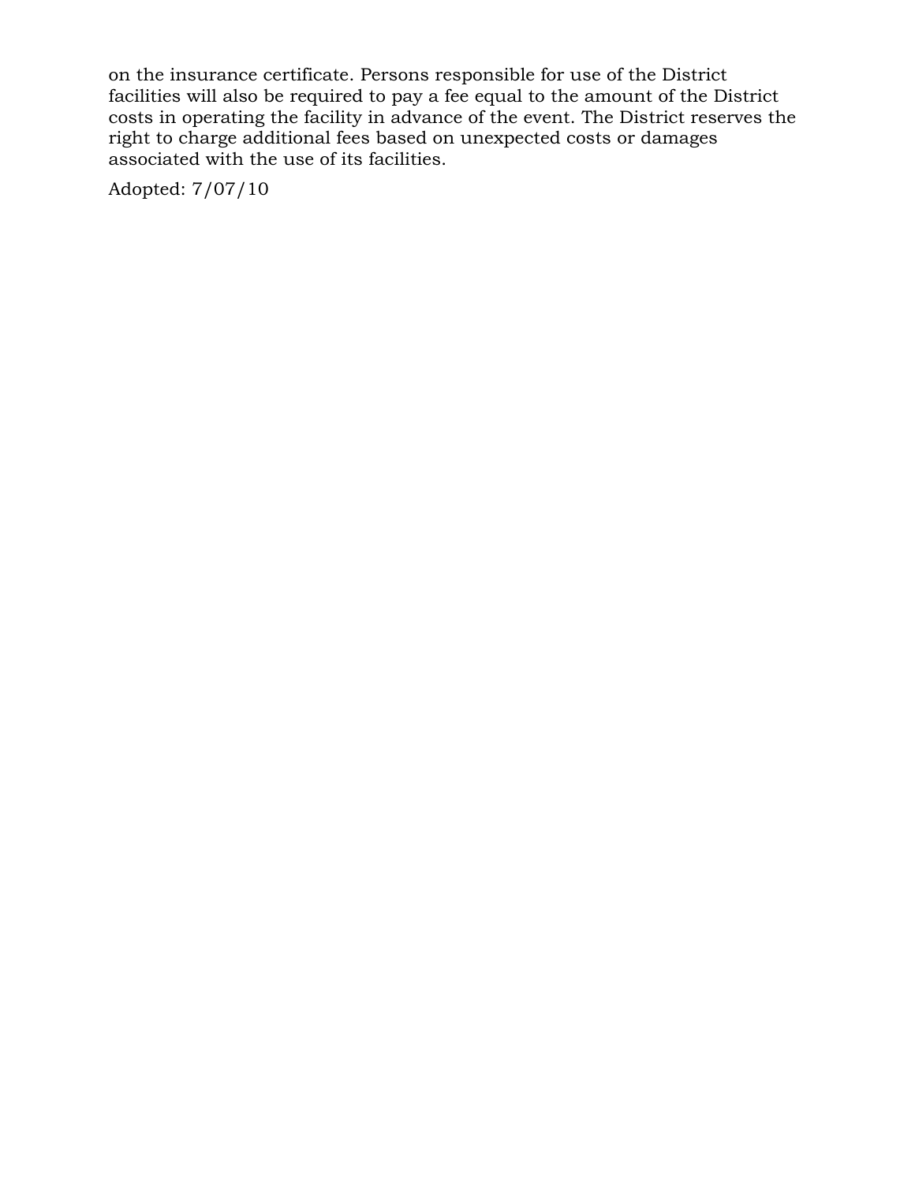on the insurance certificate. Persons responsible for use of the District facilities will also be required to pay a fee equal to the amount of the District costs in operating the facility in advance of the event. The District reserves the right to charge additional fees based on unexpected costs or damages associated with the use of its facilities.

Adopted: 7/07/10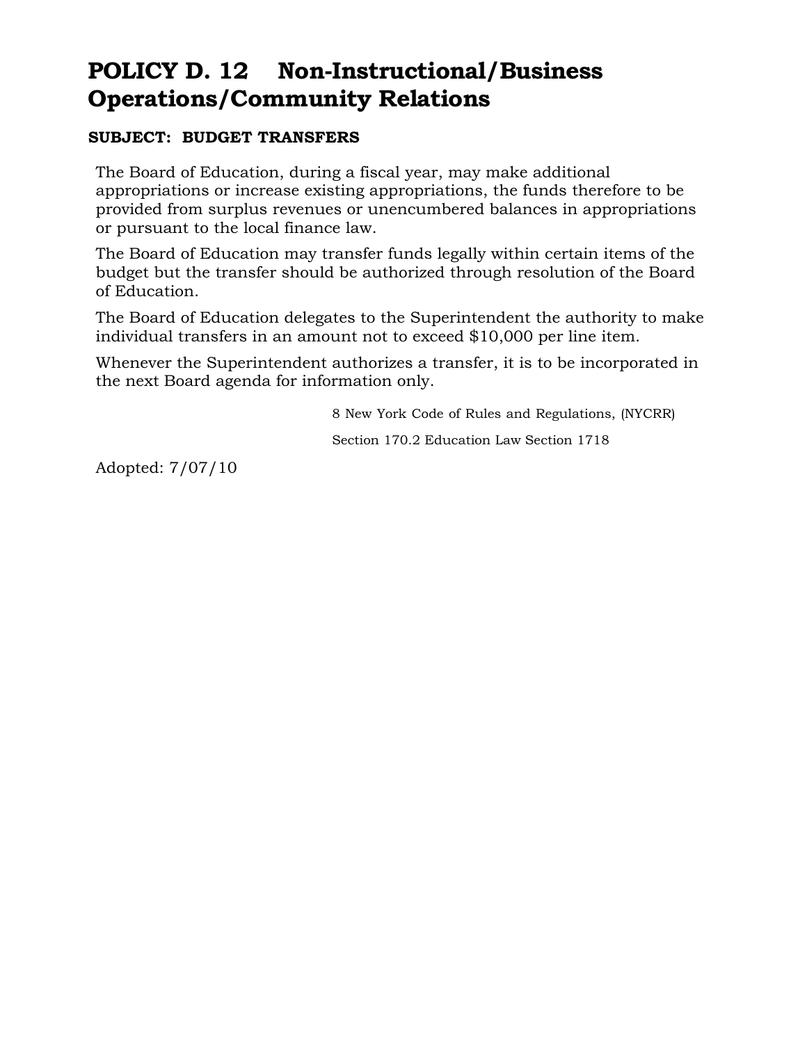# POLICY D. 12 Non-Instructional/Business Operations/Community Relations

**SUBJECT: BUDGET TRANSFERS**

The Board of Education, during a fiscal year, may make additional appropriations or increase existing appropriations, the funds therefore to be provided from surplus revenues or unencumbered balances in appropriations or pursuant to the local finance law.

The Board of Education may transfer funds legally within certain items of the budget but the transfer should be authorized through resolution of the Board of Education.

The Board of Education delegates to the Superintendent the authority to make individual transfers in an amount not to exceed $10,000 per line item.

Whenever the Superintendent authorizes a transfer, it is to be incorporated in the next Board agenda for information only.

8 New York Code of Rules and Regulations, (NYCRR)

Section 170.2 Education Law Section 1718

Adopted: 7/07/10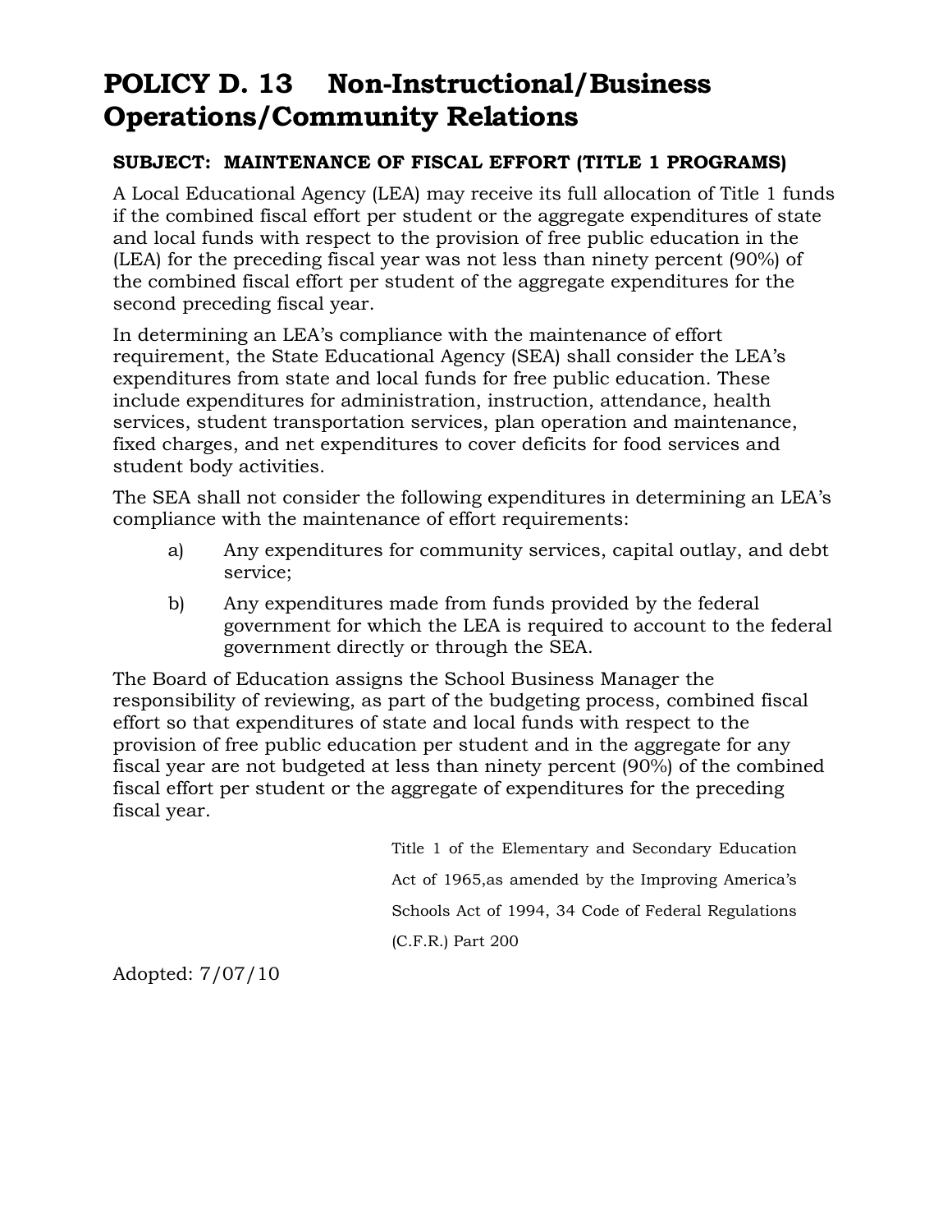# POLICY D. 13 Non-Instructional/Business Operations/Community Relations

**SUBJECT: MAINTENANCE OF FISCAL EFFORT (TITLE 1 PROGRAMS)**

A Local Educational Agency (LEA) may receive its full allocation of Title 1 funds if the combined fiscal effort per student or the aggregate expenditures of state and local funds with respect to the provision of free public education in the (LEA) for the preceding fiscal year was not less than ninety percent (90%) of the combined fiscal effort per student of the aggregate expenditures for the second preceding fiscal year.

In determining an LEA's compliance with the maintenance of effort requirement, the State Educational Agency (SEA) shall consider the LEA's expenditures from state and local funds for free public education. These include expenditures for administration, instruction, attendance, health services, student transportation services, plan operation and maintenance, fixed charges, and net expenditures to cover deficits for food services and student body activities.

The SEA shall not consider the following expenditures in determining an LEA's compliance with the maintenance of effort requirements:

a) Any expenditures for community services, capital outlay, and debt service;

b) Any expenditures made from funds provided by the federal government for which the LEA is required to account to the federal government directly or through the SEA.

The Board of Education assigns the School Business Manager the responsibility of reviewing, as part of the budgeting process, combined fiscal effort so that expenditures of state and local funds with respect to the provision of free public education per student and in the aggregate for any fiscal year are not budgeted at less than ninety percent (90%) of the combined fiscal effort per student or the aggregate of expenditures for the preceding fiscal year.

Title 1 of the Elementary and Secondary Education Act of 1965,as amended by the Improving America's Schools Act of 1994, 34 Code of Federal Regulations (C.F.R.) Part 200

Adopted: 7/07/10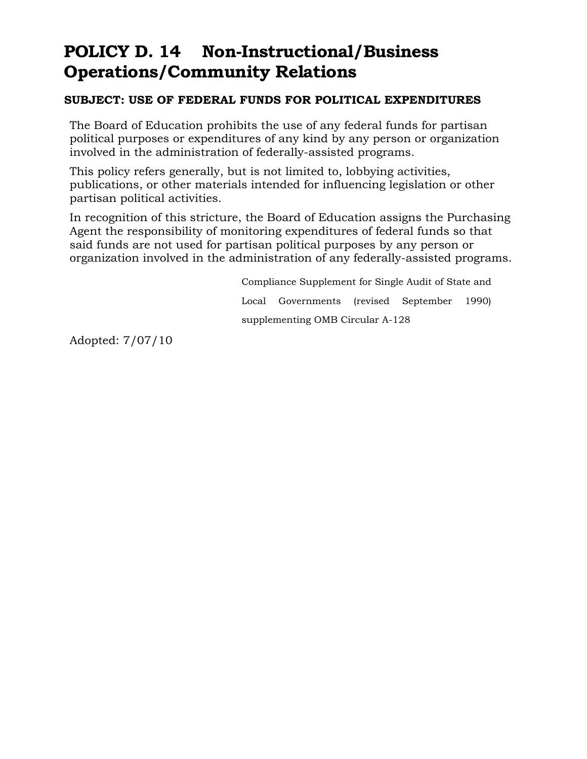# POLICY D. 14 Non-Instructional/Business Operations/Community Relations

**SUBJECT: USE OF FEDERAL FUNDS FOR POLITICAL EXPENDITURES**

The Board of Education prohibits the use of any federal funds for partisan political purposes or expenditures of any kind by any person or organization involved in the administration of federally-assisted programs.

This policy refers generally, but is not limited to, lobbying activities, publications, or other materials intended for influencing legislation or other partisan political activities.

In recognition of this stricture, the Board of Education assigns the Purchasing Agent the responsibility of monitoring expenditures of federal funds so that said funds are not used for partisan political purposes by any person or organization involved in the administration of any federally-assisted programs.

Compliance Supplement for Single Audit of State and Local Governments (revised September 1990) supplementing OMB Circular A-128

Adopted: 7/07/10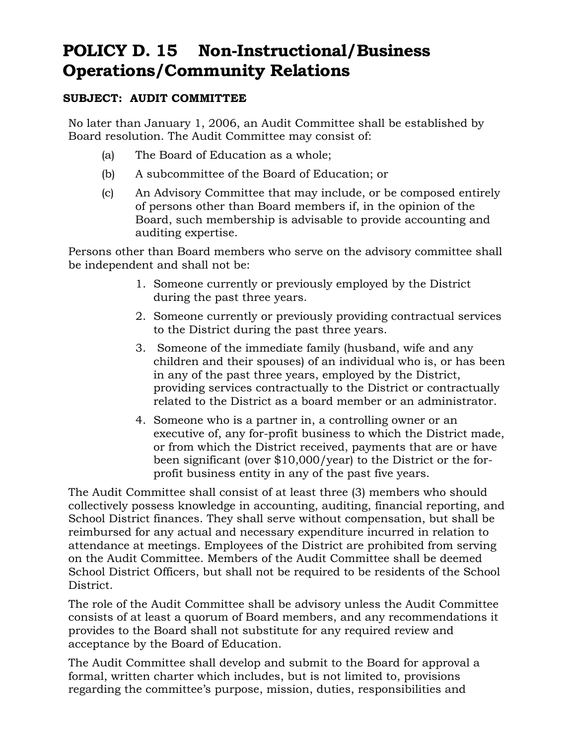# POLICY D. 15 Non-Instructional/Business Operations/Community Relations

**SUBJECT: AUDIT COMMITTEE**

No later than January 1, 2006, an Audit Committee shall be established by Board resolution. The Audit Committee may consist of:

- (a) The Board of Education as a whole;
- (b) A subcommittee of the Board of Education; or
- (c) An Advisory Committee that may include, or be composed entirely of persons other than Board members if, in the opinion of the Board, such membership is advisable to provide accounting and auditing expertise.

Persons other than Board members who serve on the advisory committee shall be independent and shall not be:

1. Someone currently or previously employed by the District during the past three years.
2. Someone currently or previously providing contractual services to the District during the past three years.
3. Someone of the immediate family (husband, wife and any children and their spouses) of an individual who is, or has been in any of the past three years, employed by the District, providing services contractually to the District or contractually related to the District as a board member or an administrator.
4. Someone who is a partner in, a controlling owner or an executive of, any for-profit business to which the District made, or from which the District received, payments that are or have been significant (over $10,000/year) to the District or the for-profit business entity in any of the past five years.

The Audit Committee shall consist of at least three (3) members who should collectively possess knowledge in accounting, auditing, financial reporting, and School District finances. They shall serve without compensation, but shall be reimbursed for any actual and necessary expenditure incurred in relation to attendance at meetings. Employees of the District are prohibited from serving on the Audit Committee. Members of the Audit Committee shall be deemed School District Officers, but shall not be required to be residents of the School District.

The role of the Audit Committee shall be advisory unless the Audit Committee consists of at least a quorum of Board members, and any recommendations it provides to the Board shall not substitute for any required review and acceptance by the Board of Education.

The Audit Committee shall develop and submit to the Board for approval a formal, written charter which includes, but is not limited to, provisions regarding the committee's purpose, mission, duties, responsibilities and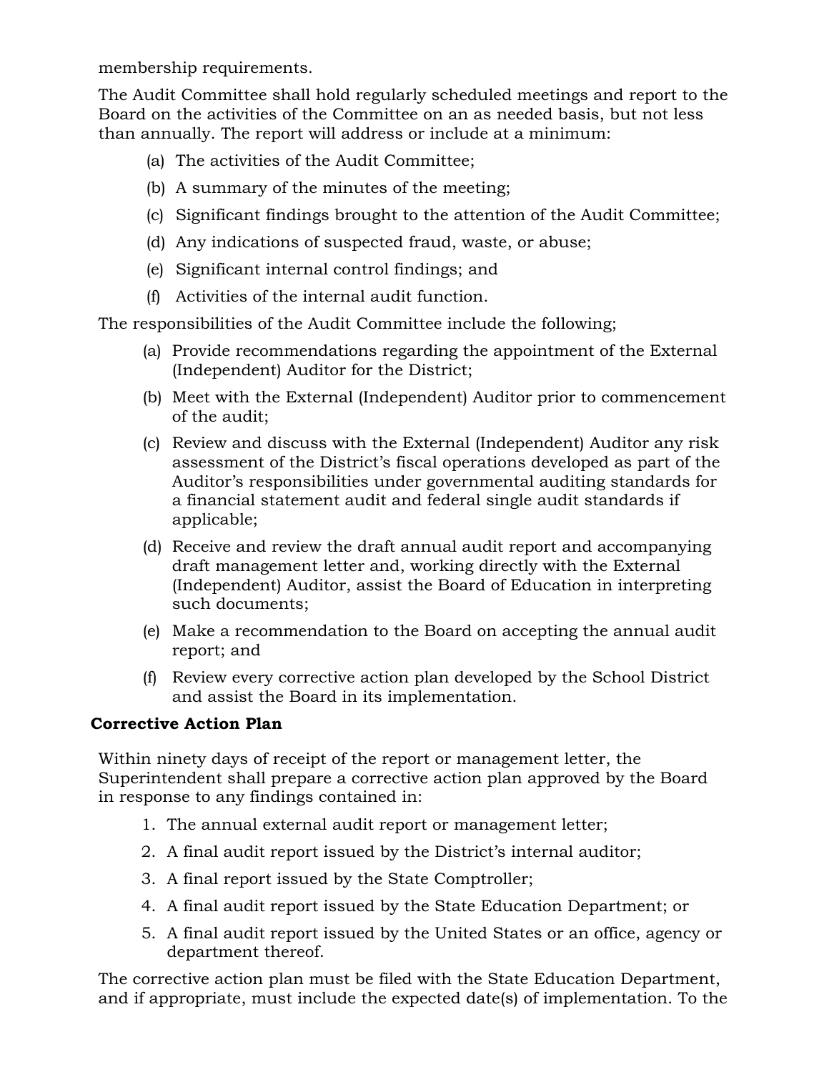membership requirements.

The Audit Committee shall hold regularly scheduled meetings and report to the Board on the activities of the Committee on an as needed basis, but not less than annually. The report will address or include at a minimum:

(a) The activities of the Audit Committee;

(b) A summary of the minutes of the meeting;

(c) Significant findings brought to the attention of the Audit Committee;

(d) Any indications of suspected fraud, waste, or abuse;

(e) Significant internal control findings; and

(f) Activities of the internal audit function.

The responsibilities of the Audit Committee include the following;

(a) Provide recommendations regarding the appointment of the External (Independent) Auditor for the District;

(b) Meet with the External (Independent) Auditor prior to commencement of the audit;

(c) Review and discuss with the External (Independent) Auditor any risk assessment of the District's fiscal operations developed as part of the Auditor's responsibilities under governmental auditing standards for a financial statement audit and federal single audit standards if applicable;

(d) Receive and review the draft annual audit report and accompanying draft management letter and, working directly with the External (Independent) Auditor, assist the Board of Education in interpreting such documents;

(e) Make a recommendation to the Board on accepting the annual audit report; and

(f) Review every corrective action plan developed by the School District and assist the Board in its implementation.

**Corrective Action Plan**

Within ninety days of receipt of the report or management letter, the Superintendent shall prepare a corrective action plan approved by the Board in response to any findings contained in:

1. The annual external audit report or management letter;
2. A final audit report issued by the District's internal auditor;
3. A final report issued by the State Comptroller;
4. A final audit report issued by the State Education Department; or
5. A final audit report issued by the United States or an office, agency or department thereof.

The corrective action plan must be filed with the State Education Department, and if appropriate, must include the expected date(s) of implementation. To the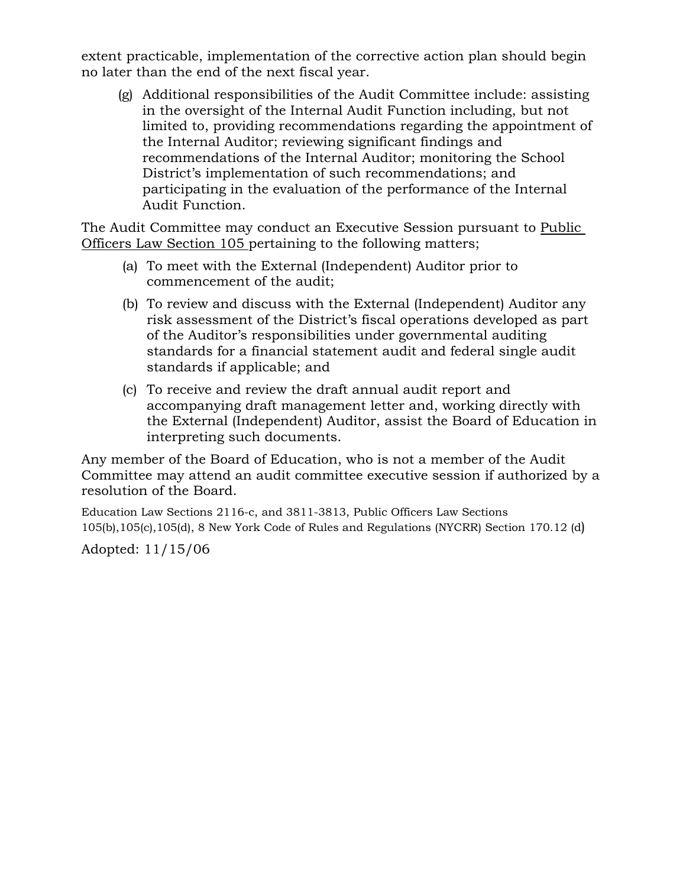extent practicable, implementation of the corrective action plan should begin no later than the end of the next fiscal year.

(g) Additional responsibilities of the Audit Committee include: assisting in the oversight of the Internal Audit Function including, but not limited to, providing recommendations regarding the appointment of the Internal Auditor; reviewing significant findings and recommendations of the Internal Auditor; monitoring the School District's implementation of such recommendations; and participating in the evaluation of the performance of the Internal Audit Function.

The Audit Committee may conduct an Executive Session pursuant to Public Officers Law Section 105 pertaining to the following matters;

(a) To meet with the External (Independent) Auditor prior to commencement of the audit;

(b) To review and discuss with the External (Independent) Auditor any risk assessment of the District's fiscal operations developed as part of the Auditor's responsibilities under governmental auditing standards for a financial statement audit and federal single audit standards if applicable; and

(c) To receive and review the draft annual audit report and accompanying draft management letter and, working directly with the External (Independent) Auditor, assist the Board of Education in interpreting such documents.

Any member of the Board of Education, who is not a member of the Audit Committee may attend an audit committee executive session if authorized by a resolution of the Board.

Education Law Sections 2116-c, and 3811-3813, Public Officers Law Sections 105(b),105(c),105(d), 8 New York Code of Rules and Regulations (NYCRR) Section 170.12 (d)

Adopted: 11/15/06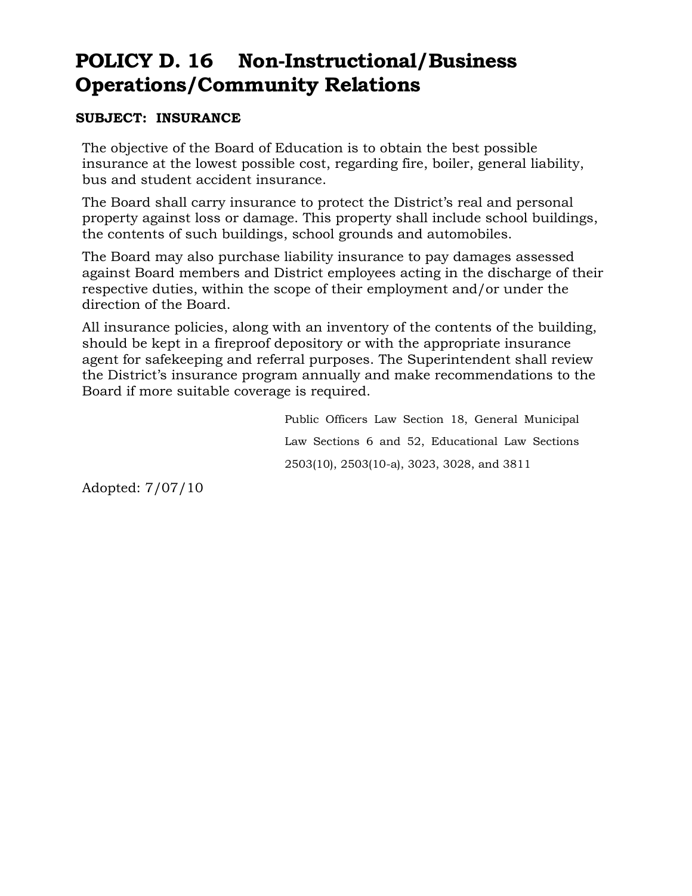# POLICY D. 16 Non-Instructional/Business Operations/Community Relations

**SUBJECT: INSURANCE**

The objective of the Board of Education is to obtain the best possible insurance at the lowest possible cost, regarding fire, boiler, general liability, bus and student accident insurance.

The Board shall carry insurance to protect the District's real and personal property against loss or damage. This property shall include school buildings, the contents of such buildings, school grounds and automobiles.

The Board may also purchase liability insurance to pay damages assessed against Board members and District employees acting in the discharge of their respective duties, within the scope of their employment and/or under the direction of the Board.

All insurance policies, along with an inventory of the contents of the building, should be kept in a fireproof depository or with the appropriate insurance agent for safekeeping and referral purposes. The Superintendent shall review the District's insurance program annually and make recommendations to the Board if more suitable coverage is required.

Public Officers Law Section 18, General Municipal Law Sections 6 and 52, Educational Law Sections 2503(10), 2503(10-a), 3023, 3028, and 3811

Adopted: 7/07/10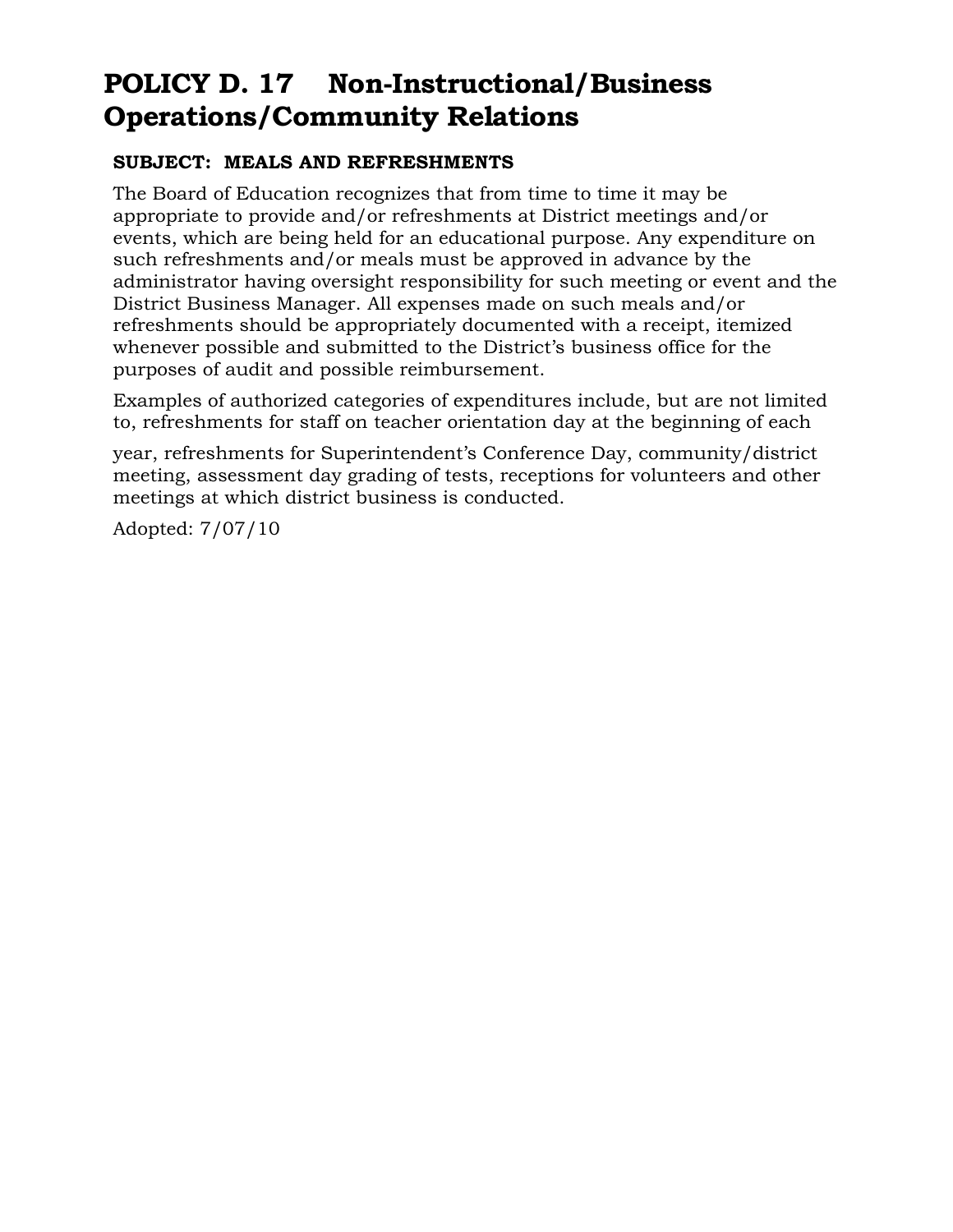# POLICY D. 17 Non-Instructional/Business Operations/Community Relations

**SUBJECT: MEALS AND REFRESHMENTS**

The Board of Education recognizes that from time to time it may be appropriate to provide and/or refreshments at District meetings and/or events, which are being held for an educational purpose. Any expenditure on such refreshments and/or meals must be approved in advance by the administrator having oversight responsibility for such meeting or event and the District Business Manager. All expenses made on such meals and/or refreshments should be appropriately documented with a receipt, itemized whenever possible and submitted to the District's business office for the purposes of audit and possible reimbursement.

Examples of authorized categories of expenditures include, but are not limited to, refreshments for staff on teacher orientation day at the beginning of each year, refreshments for Superintendent's Conference Day, community/district meeting, assessment day grading of tests, receptions for volunteers and other meetings at which district business is conducted.

Adopted: 7/07/10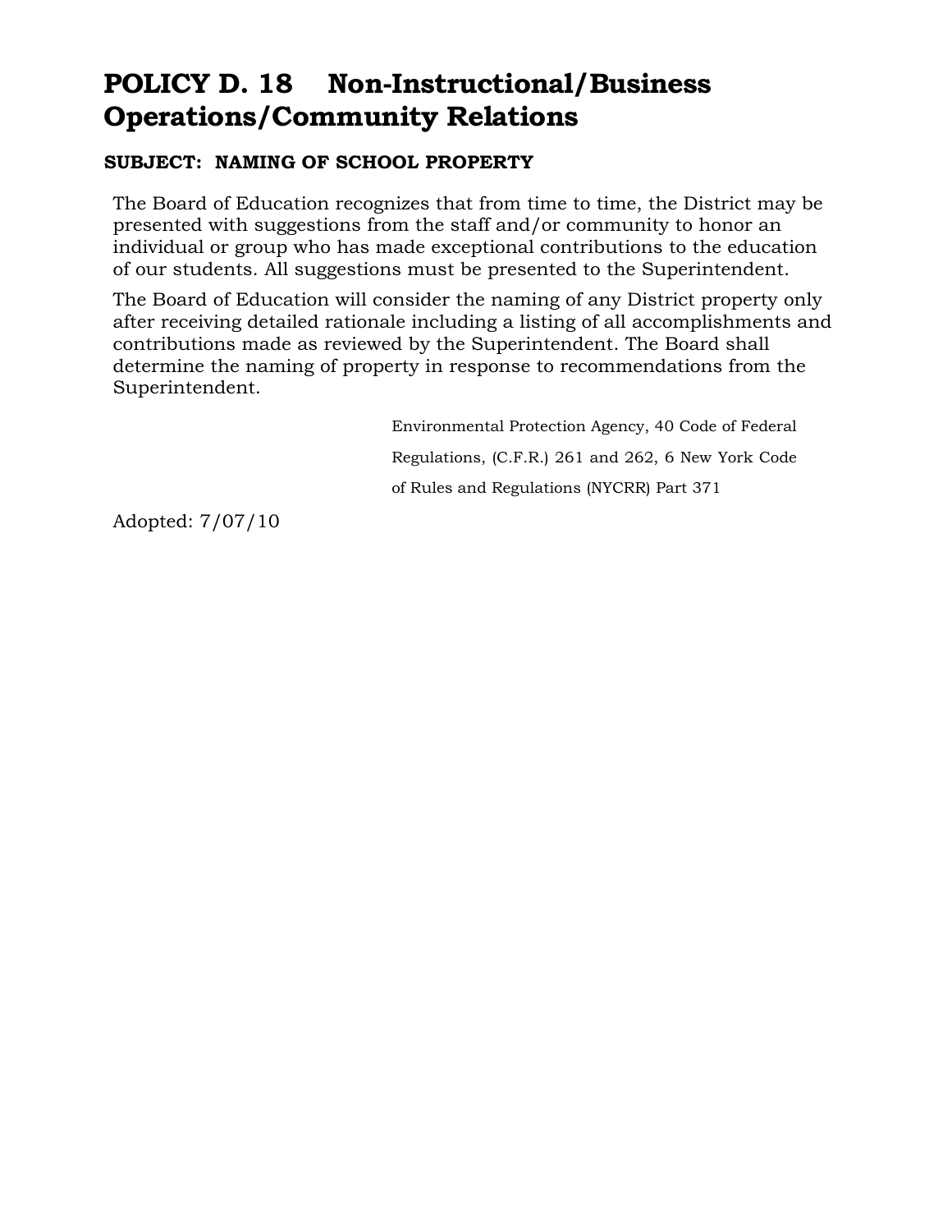# POLICY D. 18 Non-Instructional/Business Operations/Community Relations

**SUBJECT: NAMING OF SCHOOL PROPERTY**

The Board of Education recognizes that from time to time, the District may be presented with suggestions from the staff and/or community to honor an individual or group who has made exceptional contributions to the education of our students. All suggestions must be presented to the Superintendent.

The Board of Education will consider the naming of any District property only after receiving detailed rationale including a listing of all accomplishments and contributions made as reviewed by the Superintendent. The Board shall determine the naming of property in response to recommendations from the Superintendent.

Environmental Protection Agency, 40 Code of Federal Regulations, (C.F.R.) 261 and 262, 6 New York Code of Rules and Regulations (NYCRR) Part 371

Adopted: 7/07/10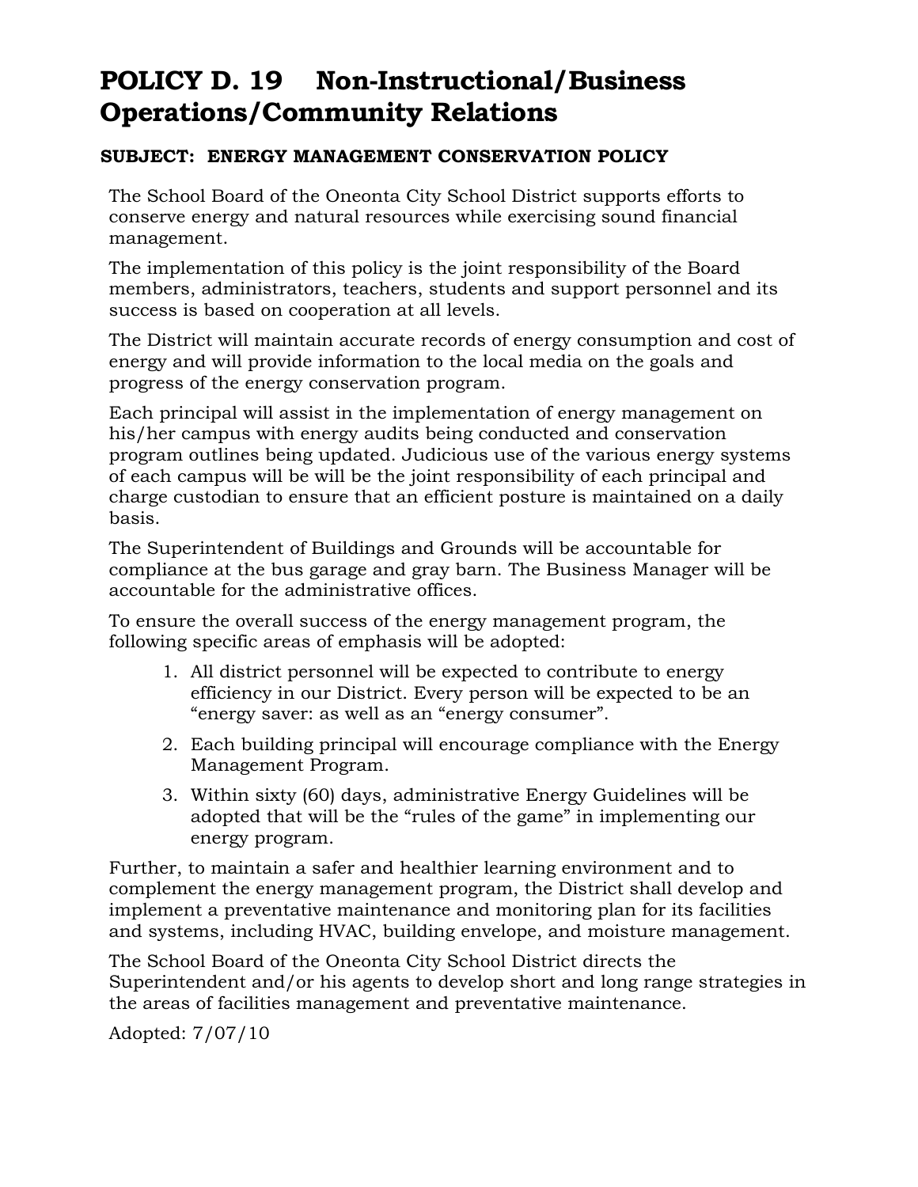# POLICY D. 19 Non-Instructional/Business Operations/Community Relations

**SUBJECT: ENERGY MANAGEMENT CONSERVATION POLICY**

The School Board of the Oneonta City School District supports efforts to conserve energy and natural resources while exercising sound financial management.

The implementation of this policy is the joint responsibility of the Board members, administrators, teachers, students and support personnel and its success is based on cooperation at all levels.

The District will maintain accurate records of energy consumption and cost of energy and will provide information to the local media on the goals and progress of the energy conservation program.

Each principal will assist in the implementation of energy management on his/her campus with energy audits being conducted and conservation program outlines being updated. Judicious use of the various energy systems of each campus will be will be the joint responsibility of each principal and charge custodian to ensure that an efficient posture is maintained on a daily basis.

The Superintendent of Buildings and Grounds will be accountable for compliance at the bus garage and gray barn. The Business Manager will be accountable for the administrative offices.

To ensure the overall success of the energy management program, the following specific areas of emphasis will be adopted:

1. All district personnel will be expected to contribute to energy efficiency in our District. Every person will be expected to be an "energy saver: as well as an "energy consumer".
2. Each building principal will encourage compliance with the Energy Management Program.
3. Within sixty (60) days, administrative Energy Guidelines will be adopted that will be the "rules of the game" in implementing our energy program.

Further, to maintain a safer and healthier learning environment and to complement the energy management program, the District shall develop and implement a preventative maintenance and monitoring plan for its facilities and systems, including HVAC, building envelope, and moisture management.

The School Board of the Oneonta City School District directs the Superintendent and/or his agents to develop short and long range strategies in the areas of facilities management and preventative maintenance.

Adopted: 7/07/10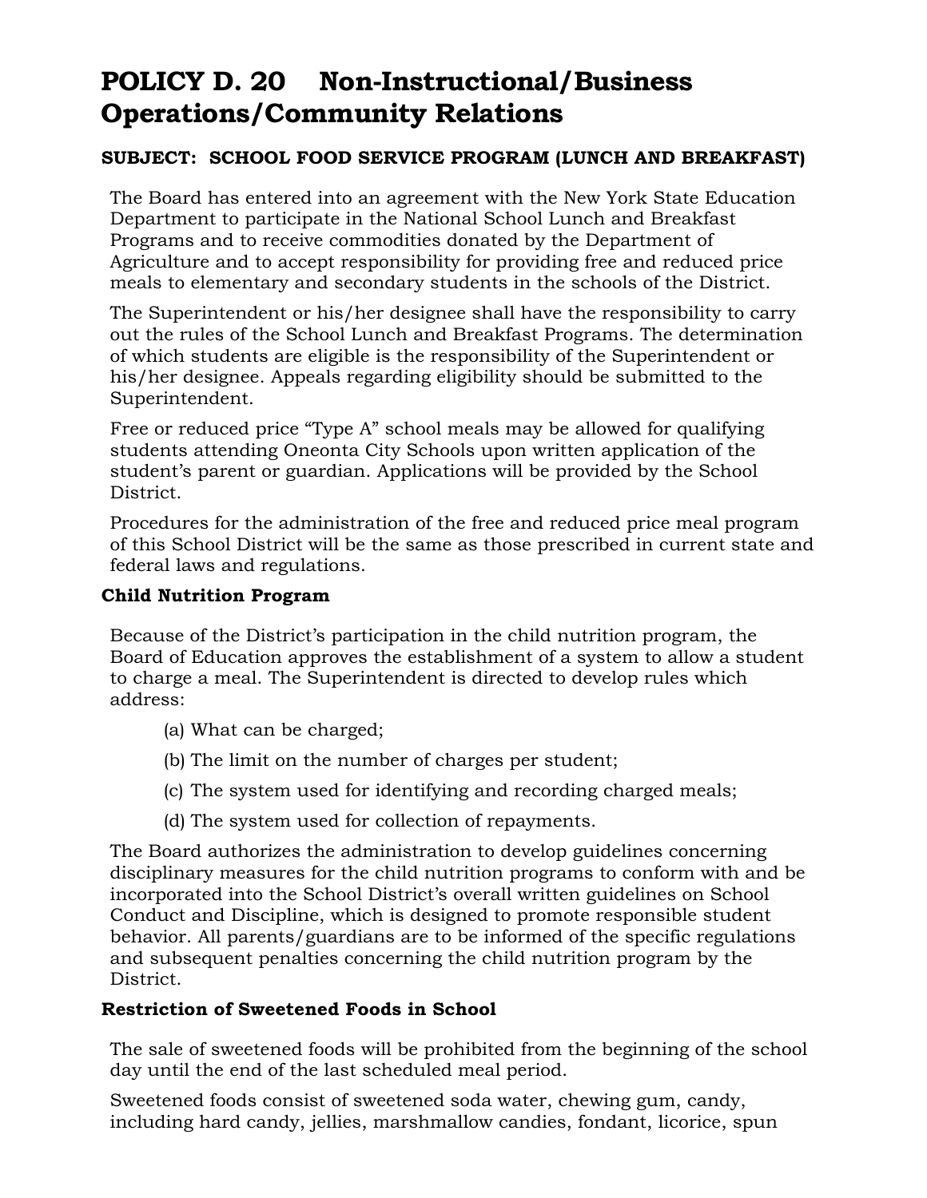# POLICY D. 20 Non-Instructional/Business Operations/Community Relations

**SUBJECT: SCHOOL FOOD SERVICE PROGRAM (LUNCH AND BREAKFAST)**

The Board has entered into an agreement with the New York State Education Department to participate in the National School Lunch and Breakfast Programs and to receive commodities donated by the Department of Agriculture and to accept responsibility for providing free and reduced price meals to elementary and secondary students in the schools of the District.

The Superintendent or his/her designee shall have the responsibility to carry out the rules of the School Lunch and Breakfast Programs. The determination of which students are eligible is the responsibility of the Superintendent or his/her designee. Appeals regarding eligibility should be submitted to the Superintendent.

Free or reduced price "Type A" school meals may be allowed for qualifying students attending Oneonta City Schools upon written application of the student's parent or guardian. Applications will be provided by the School District.

Procedures for the administration of the free and reduced price meal program of this School District will be the same as those prescribed in current state and federal laws and regulations.

**Child Nutrition Program**

Because of the District's participation in the child nutrition program, the Board of Education approves the establishment of a system to allow a student to charge a meal. The Superintendent is directed to develop rules which address:

(a) What can be charged;

(b) The limit on the number of charges per student;

(c) The system used for identifying and recording charged meals;

(d) The system used for collection of repayments.

The Board authorizes the administration to develop guidelines concerning disciplinary measures for the child nutrition programs to conform with and be incorporated into the School District's overall written guidelines on School Conduct and Discipline, which is designed to promote responsible student behavior. All parents/guardians are to be informed of the specific regulations and subsequent penalties concerning the child nutrition program by the District.

**Restriction of Sweetened Foods in School**

The sale of sweetened foods will be prohibited from the beginning of the school day until the end of the last scheduled meal period.

Sweetened foods consist of sweetened soda water, chewing gum, candy, including hard candy, jellies, marshmallow candies, fondant, licorice, spun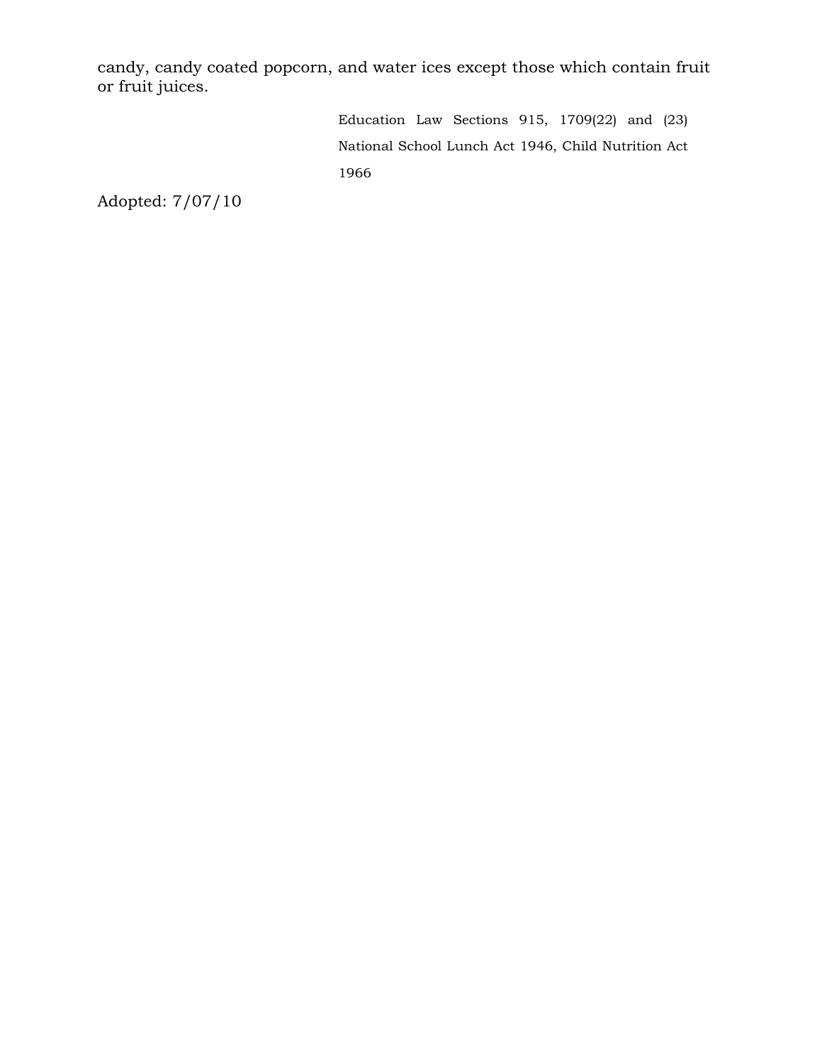candy, candy coated popcorn, and water ices except those which contain fruit or fruit juices.

Education Law Sections 915, 1709(22) and (23)
National School Lunch Act 1946, Child Nutrition Act 1966

Adopted: 7/07/10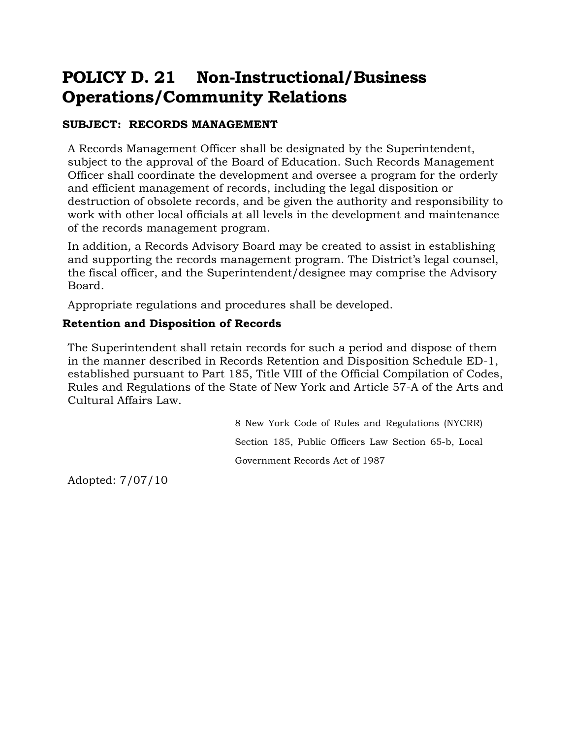# POLICY D. 21 Non-Instructional/Business Operations/Community Relations

**SUBJECT: RECORDS MANAGEMENT**

A Records Management Officer shall be designated by the Superintendent, subject to the approval of the Board of Education. Such Records Management Officer shall coordinate the development and oversee a program for the orderly and efficient management of records, including the legal disposition or destruction of obsolete records, and be given the authority and responsibility to work with other local officials at all levels in the development and maintenance of the records management program.

In addition, a Records Advisory Board may be created to assist in establishing and supporting the records management program. The District's legal counsel, the fiscal officer, and the Superintendent/designee may comprise the Advisory Board.

Appropriate regulations and procedures shall be developed.

**Retention and Disposition of Records**

The Superintendent shall retain records for such a period and dispose of them in the manner described in Records Retention and Disposition Schedule ED-1, established pursuant to Part 185, Title VIII of the Official Compilation of Codes, Rules and Regulations of the State of New York and Article 57-A of the Arts and Cultural Affairs Law.

8 New York Code of Rules and Regulations (NYCRR) Section 185, Public Officers Law Section 65-b, Local Government Records Act of 1987

Adopted: 7/07/10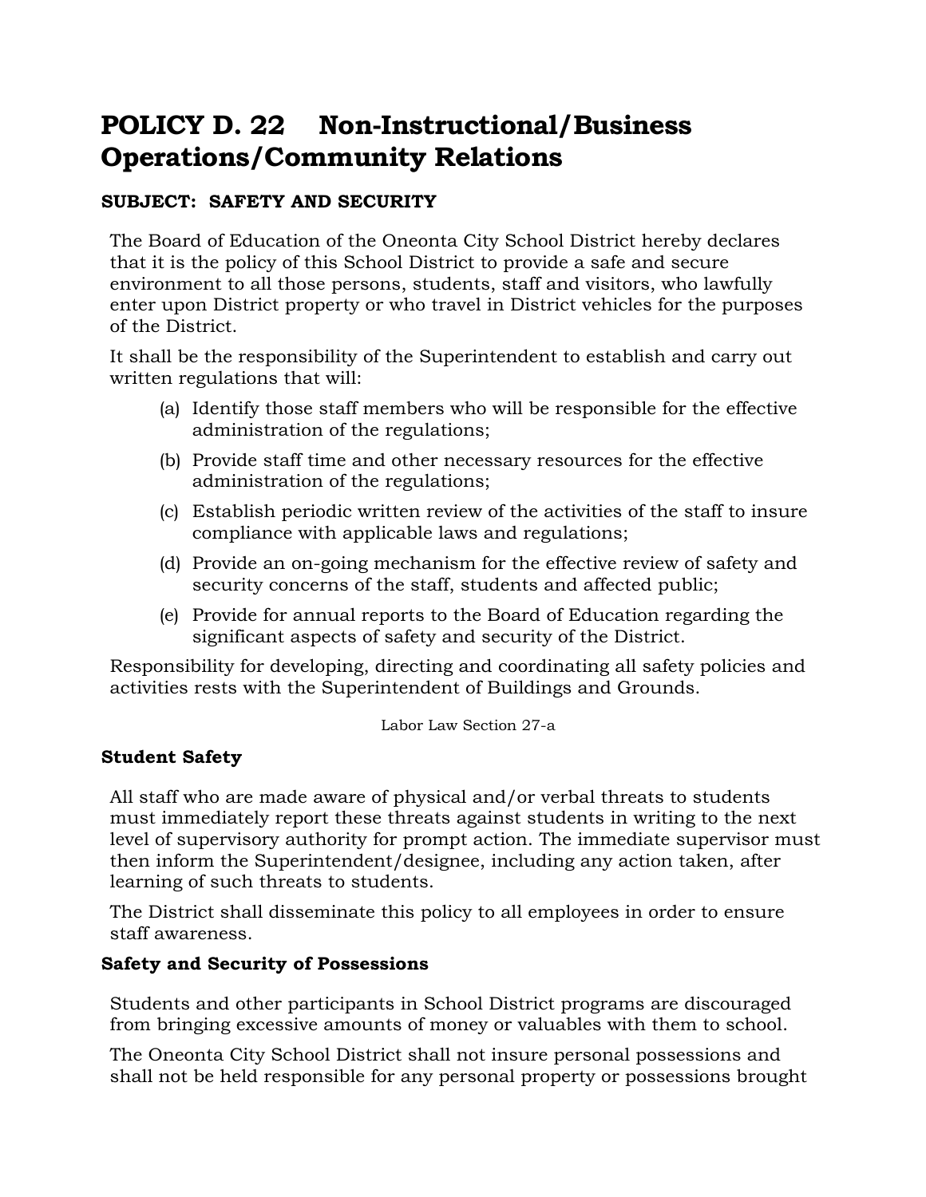# POLICY D. 22 Non-Instructional/Business Operations/Community Relations

**SUBJECT: SAFETY AND SECURITY**

The Board of Education of the Oneonta City School District hereby declares that it is the policy of this School District to provide a safe and secure environment to all those persons, students, staff and visitors, who lawfully enter upon District property or who travel in District vehicles for the purposes of the District.

It shall be the responsibility of the Superintendent to establish and carry out written regulations that will:

(a) Identify those staff members who will be responsible for the effective administration of the regulations;

(b) Provide staff time and other necessary resources for the effective administration of the regulations;

(c) Establish periodic written review of the activities of the staff to insure compliance with applicable laws and regulations;

(d) Provide an on-going mechanism for the effective review of safety and security concerns of the staff, students and affected public;

(e) Provide for annual reports to the Board of Education regarding the significant aspects of safety and security of the District.

Responsibility for developing, directing and coordinating all safety policies and activities rests with the Superintendent of Buildings and Grounds.

Labor Law Section 27-a

**Student Safety**

All staff who are made aware of physical and/or verbal threats to students must immediately report these threats against students in writing to the next level of supervisory authority for prompt action. The immediate supervisor must then inform the Superintendent/designee, including any action taken, after learning of such threats to students.

The District shall disseminate this policy to all employees in order to ensure staff awareness.

**Safety and Security of Possessions**

Students and other participants in School District programs are discouraged from bringing excessive amounts of money or valuables with them to school.

The Oneonta City School District shall not insure personal possessions and shall not be held responsible for any personal property or possessions brought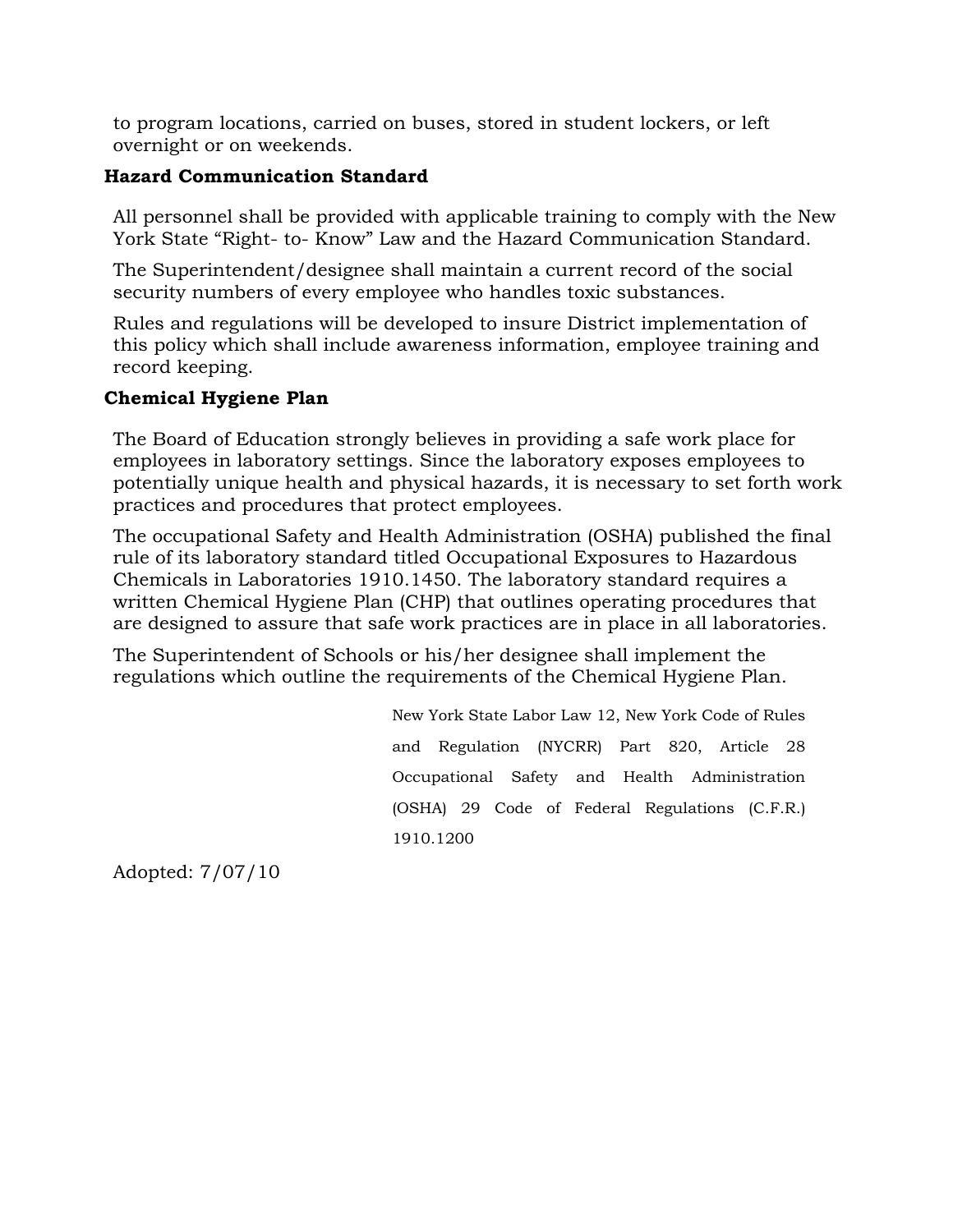to program locations, carried on buses, stored in student lockers, or left overnight or on weekends.

**Hazard Communication Standard**

All personnel shall be provided with applicable training to comply with the New York State "Right- to- Know" Law and the Hazard Communication Standard.

The Superintendent/designee shall maintain a current record of the social security numbers of every employee who handles toxic substances.

Rules and regulations will be developed to insure District implementation of this policy which shall include awareness information, employee training and record keeping.

**Chemical Hygiene Plan**

The Board of Education strongly believes in providing a safe work place for employees in laboratory settings. Since the laboratory exposes employees to potentially unique health and physical hazards, it is necessary to set forth work practices and procedures that protect employees.

The occupational Safety and Health Administration (OSHA) published the final rule of its laboratory standard titled Occupational Exposures to Hazardous Chemicals in Laboratories 1910.1450. The laboratory standard requires a written Chemical Hygiene Plan (CHP) that outlines operating procedures that are designed to assure that safe work practices are in place in all laboratories.

The Superintendent of Schools or his/her designee shall implement the regulations which outline the requirements of the Chemical Hygiene Plan.

New York State Labor Law 12, New York Code of Rules and Regulation (NYCRR) Part 820, Article 28 Occupational Safety and Health Administration (OSHA) 29 Code of Federal Regulations (C.F.R.) 1910.1200

Adopted: 7/07/10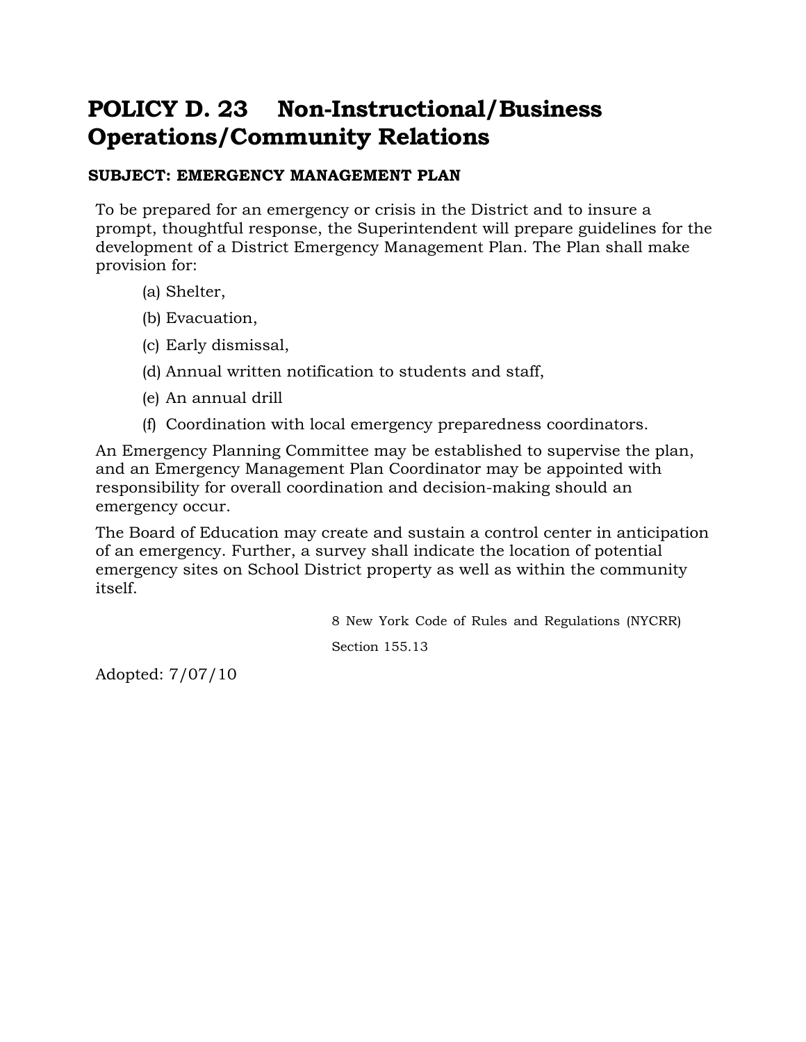# POLICY D. 23 Non-Instructional/Business Operations/Community Relations

**SUBJECT: EMERGENCY MANAGEMENT PLAN**

To be prepared for an emergency or crisis in the District and to insure a prompt, thoughtful response, the Superintendent will prepare guidelines for the development of a District Emergency Management Plan. The Plan shall make provision for:

(a) Shelter,

(b) Evacuation,

(c) Early dismissal,

(d) Annual written notification to students and staff,

(e) An annual drill

(f) Coordination with local emergency preparedness coordinators.

An Emergency Planning Committee may be established to supervise the plan, and an Emergency Management Plan Coordinator may be appointed with responsibility for overall coordination and decision-making should an emergency occur.

The Board of Education may create and sustain a control center in anticipation of an emergency. Further, a survey shall indicate the location of potential emergency sites on School District property as well as within the community itself.

8 New York Code of Rules and Regulations (NYCRR)

Section 155.13

Adopted: 7/07/10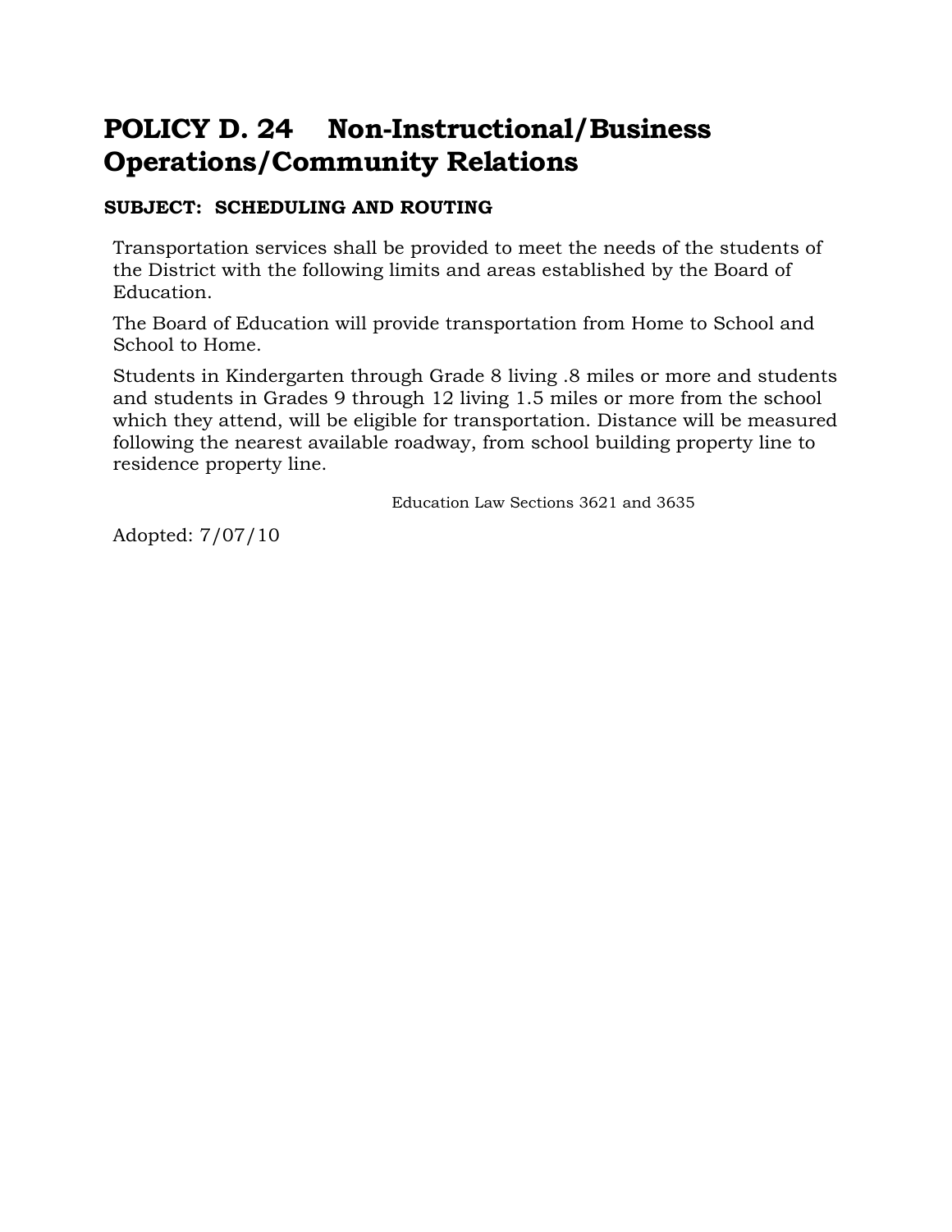# POLICY D. 24 Non-Instructional/Business Operations/Community Relations

**SUBJECT: SCHEDULING AND ROUTING**

Transportation services shall be provided to meet the needs of the students of the District with the following limits and areas established by the Board of Education.

The Board of Education will provide transportation from Home to School and School to Home.

Students in Kindergarten through Grade 8 living .8 miles or more and students and students in Grades 9 through 12 living 1.5 miles or more from the school which they attend, will be eligible for transportation. Distance will be measured following the nearest available roadway, from school building property line to residence property line.

Education Law Sections 3621 and 3635

Adopted: 7/07/10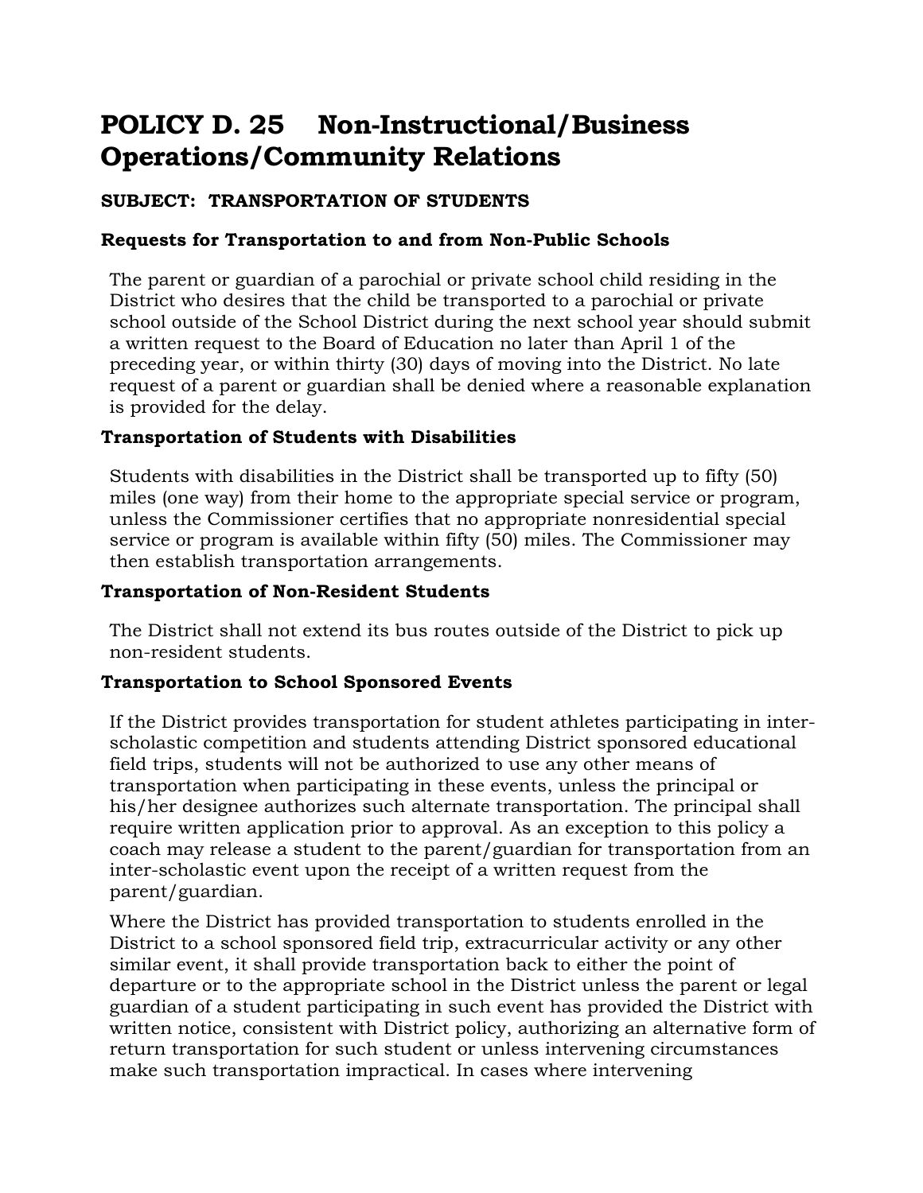# POLICY D. 25 Non-Instructional/Business Operations/Community Relations

**SUBJECT: TRANSPORTATION OF STUDENTS**

**Requests for Transportation to and from Non-Public Schools**

The parent or guardian of a parochial or private school child residing in the District who desires that the child be transported to a parochial or private school outside of the School District during the next school year should submit a written request to the Board of Education no later than April 1 of the preceding year, or within thirty (30) days of moving into the District. No late request of a parent or guardian shall be denied where a reasonable explanation is provided for the delay.

**Transportation of Students with Disabilities**

Students with disabilities in the District shall be transported up to fifty (50) miles (one way) from their home to the appropriate special service or program, unless the Commissioner certifies that no appropriate nonresidential special service or program is available within fifty (50) miles. The Commissioner may then establish transportation arrangements.

**Transportation of Non-Resident Students**

The District shall not extend its bus routes outside of the District to pick up non-resident students.

**Transportation to School Sponsored Events**

If the District provides transportation for student athletes participating in inter-scholastic competition and students attending District sponsored educational field trips, students will not be authorized to use any other means of transportation when participating in these events, unless the principal or his/her designee authorizes such alternate transportation. The principal shall require written application prior to approval. As an exception to this policy a coach may release a student to the parent/guardian for transportation from an inter-scholastic event upon the receipt of a written request from the parent/guardian.

Where the District has provided transportation to students enrolled in the District to a school sponsored field trip, extracurricular activity or any other similar event, it shall provide transportation back to either the point of departure or to the appropriate school in the District unless the parent or legal guardian of a student participating in such event has provided the District with written notice, consistent with District policy, authorizing an alternative form of return transportation for such student or unless intervening circumstances make such transportation impractical. In cases where intervening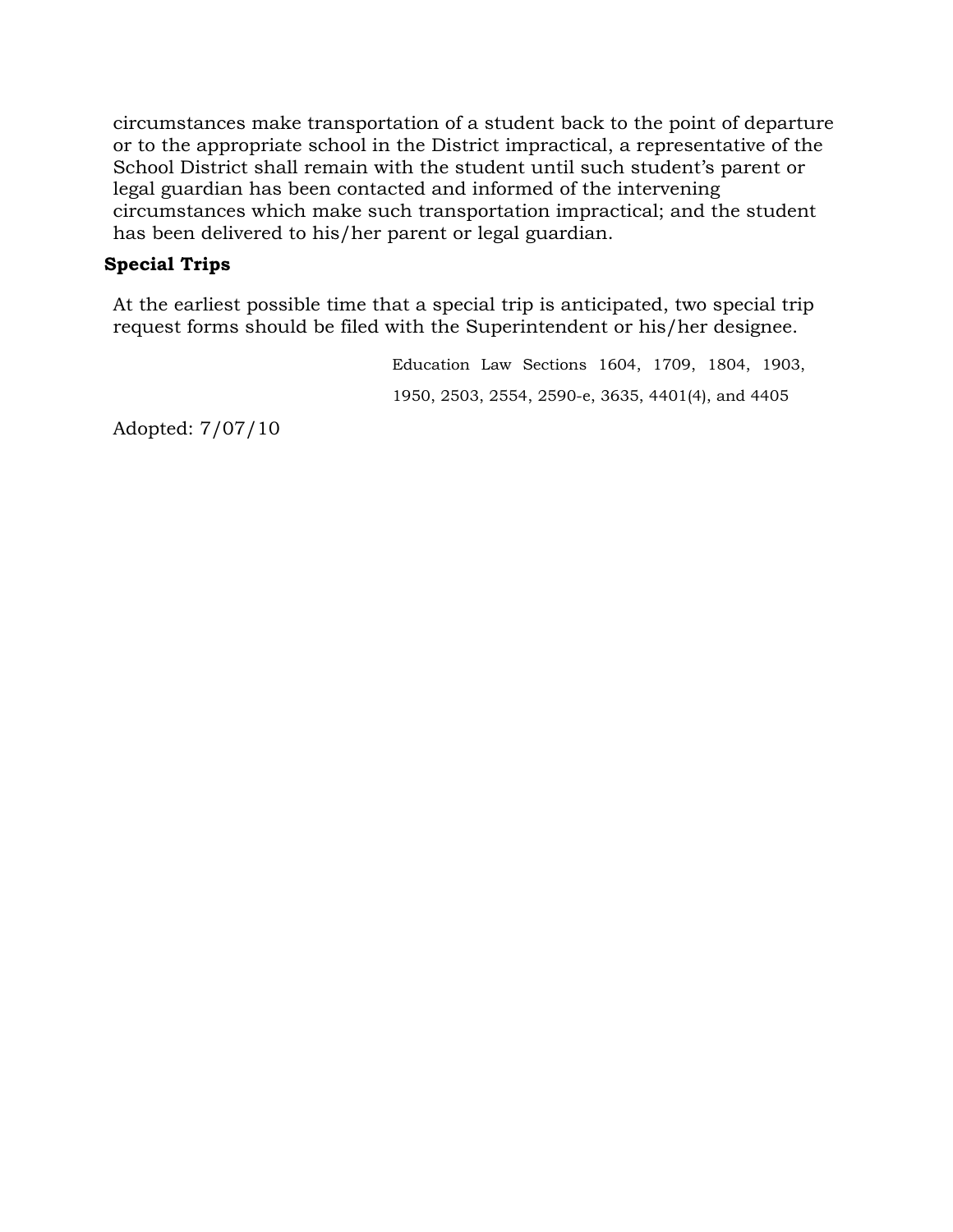circumstances make transportation of a student back to the point of departure or to the appropriate school in the District impractical, a representative of the School District shall remain with the student until such student's parent or legal guardian has been contacted and informed of the intervening circumstances which make such transportation impractical; and the student has been delivered to his/her parent or legal guardian.

**Special Trips**

At the earliest possible time that a special trip is anticipated, two special trip request forms should be filed with the Superintendent or his/her designee.

Education Law Sections 1604, 1709, 1804, 1903, 1950, 2503, 2554, 2590-e, 3635, 4401(4), and 4405

Adopted: 7/07/10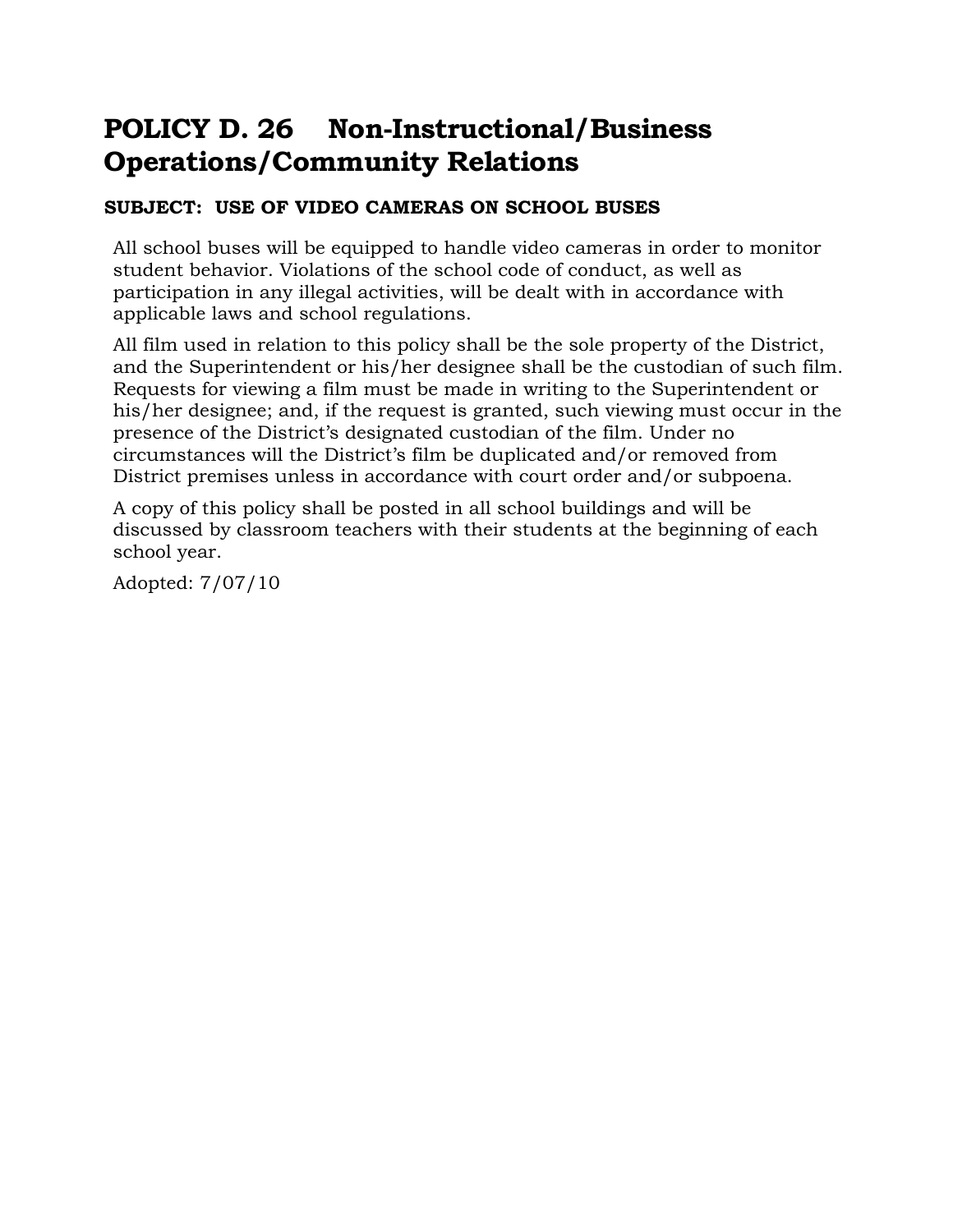# POLICY D. 26 Non-Instructional/Business Operations/Community Relations

**SUBJECT: USE OF VIDEO CAMERAS ON SCHOOL BUSES**

All school buses will be equipped to handle video cameras in order to monitor student behavior. Violations of the school code of conduct, as well as participation in any illegal activities, will be dealt with in accordance with applicable laws and school regulations.

All film used in relation to this policy shall be the sole property of the District, and the Superintendent or his/her designee shall be the custodian of such film. Requests for viewing a film must be made in writing to the Superintendent or his/her designee; and, if the request is granted, such viewing must occur in the presence of the District's designated custodian of the film. Under no circumstances will the District's film be duplicated and/or removed from District premises unless in accordance with court order and/or subpoena.

A copy of this policy shall be posted in all school buildings and will be discussed by classroom teachers with their students at the beginning of each school year.

Adopted: 7/07/10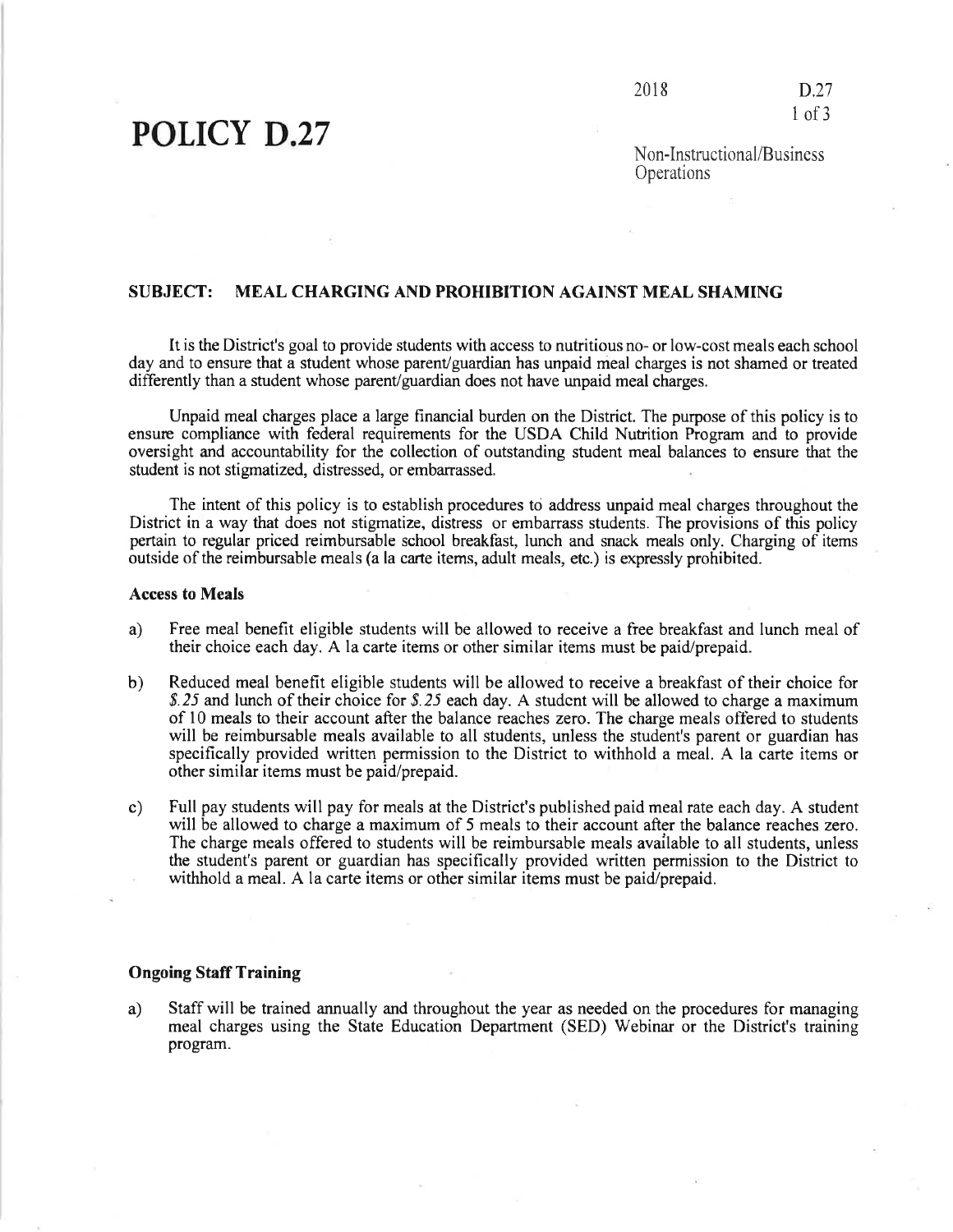# POLICY D.27

Non-Instructional/Business Operations

## SUBJECT: MEAL CHARGING AND PROHIBITION AGAINST MEAL SHAMING

It is the District's goal to provide students with access to nutritious no- or low-cost meals each school day and to ensure that a student whose parent/guardian has unpaid meal charges is not shamed or treated differently than a student whose parent/guardian does not have unpaid meal charges.

Unpaid meal charges place a large financial burden on the District. The purpose of this policy is to ensure compliance with federal requirements for the USDA Child Nutrition Program and to provide oversight and accountability for the collection of outstanding student meal balances to ensure that the student is not stigmatized, distressed, or embarrassed.

The intent of this policy is to establish procedures to address unpaid meal charges throughout the District in a way that does not stigmatize, distress or embarrass students. The provisions of this policy pertain to regular priced reimbursable school breakfast, lunch and snack meals only. Charging of items outside of the reimbursable meals (a la carte items, adult meals, etc.) is expressly prohibited.

### Access to Meals

a) Free meal benefit eligible students will be allowed to receive a free breakfast and lunch meal of their choice each day. A la carte items or other similar items must be paid/prepaid.

b) Reduced meal benefit eligible students will be allowed to receive a breakfast of their choice for *$.25* and lunch of their choice for *$.25* each day. A student will be allowed to charge a maximum of 10 meals to their account after the balance reaches zero. The charge meals offered to students will be reimbursable meals available to all students, unless the student's parent or guardian has specifically provided written permission to the District to withhold a meal. A la carte items or other similar items must be paid/prepaid.

c) Full pay students will pay for meals at the District's published paid meal rate each day. A student will be allowed to charge a maximum of 5 meals to their account after the balance reaches zero. The charge meals offered to students will be reimbursable meals available to all students, unless the student's parent or guardian has specifically provided written permission to the District to withhold a meal. A la carte items or other similar items must be paid/prepaid.

### Ongoing Staff Training

a) Staff will be trained annually and throughout the year as needed on the procedures for managing meal charges using the State Education Department (SED) Webinar or the District's training program.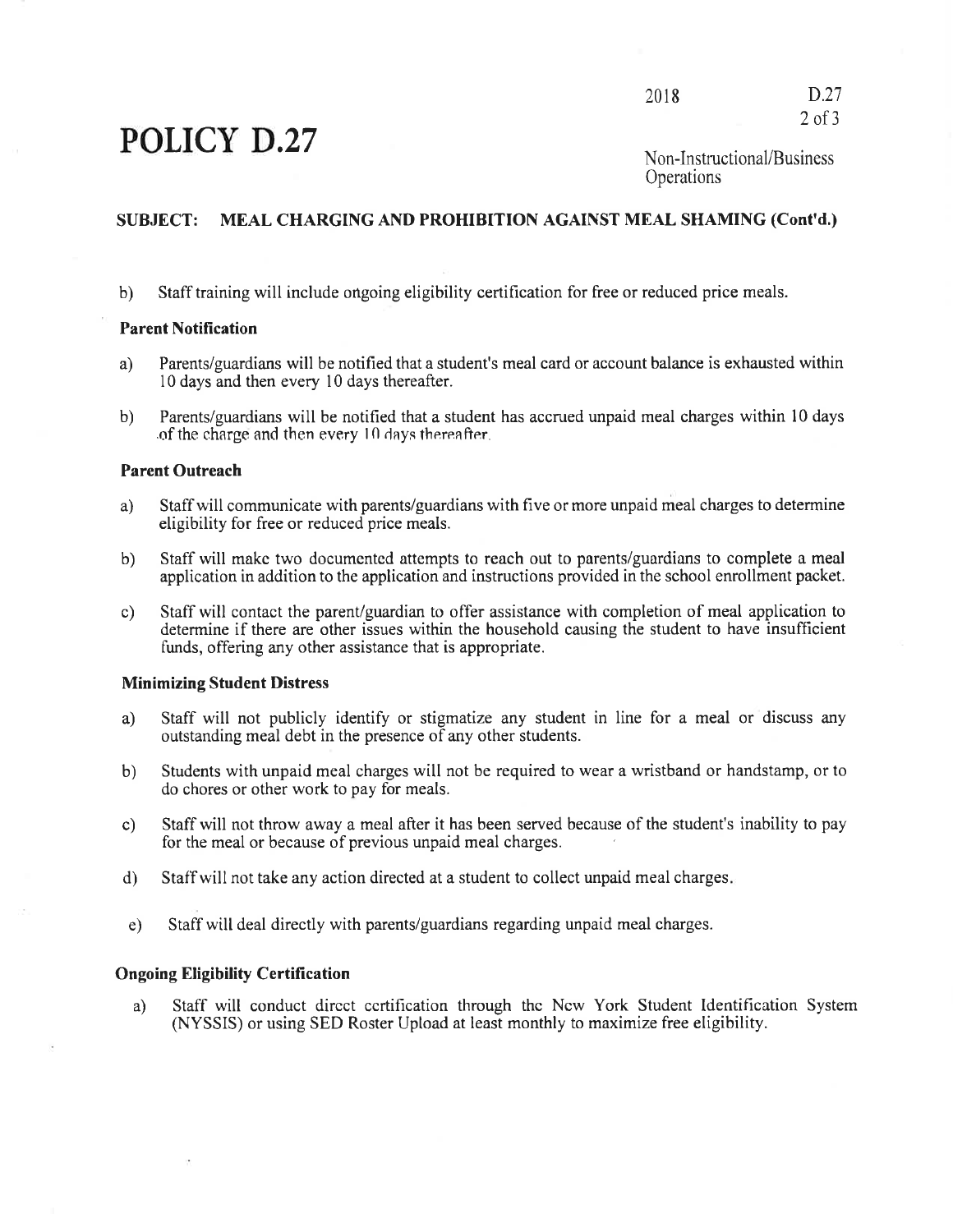# POLICY D.27

2018

Non-Instructional/Business Operations

**SUBJECT: MEAL CHARGING AND PROHIBITION AGAINST MEAL SHAMING (Cont'd.)**

b) Staff training will include ongoing eligibility certification for free or reduced price meals.

**Parent Notification**

a) Parents/guardians will be notified that a student's meal card or account balance is exhausted within 10 days and then every 10 days thereafter.

b) Parents/guardians will be notified that a student has accrued unpaid meal charges within 10 days of the charge and then every 10 days thereafter.

**Parent Outreach**

a) Staff will communicate with parents/guardians with five or more unpaid meal charges to determine eligibility for free or reduced price meals.

b) Staff will make two documented attempts to reach out to parents/guardians to complete a meal application in addition to the application and instructions provided in the school enrollment packet.

c) Staff will contact the parent/guardian to offer assistance with completion of meal application to determine if there are other issues within the household causing the student to have insufficient funds, offering any other assistance that is appropriate.

**Minimizing Student Distress**

a) Staff will not publicly identify or stigmatize any student in line for a meal or discuss any outstanding meal debt in the presence of any other students.

b) Students with unpaid meal charges will not be required to wear a wristband or handstamp, or to do chores or other work to pay for meals.

c) Staff will not throw away a meal after it has been served because of the student's inability to pay for the meal or because of previous unpaid meal charges.

d) Staff will not take any action directed at a student to collect unpaid meal charges.

e) Staff will deal directly with parents/guardians regarding unpaid meal charges.

**Ongoing Eligibility Certification**

a) Staff will conduct direct certification through the New York Student Identification System (NYSSIS) or using SED Roster Upload at least monthly to maximize free eligibility.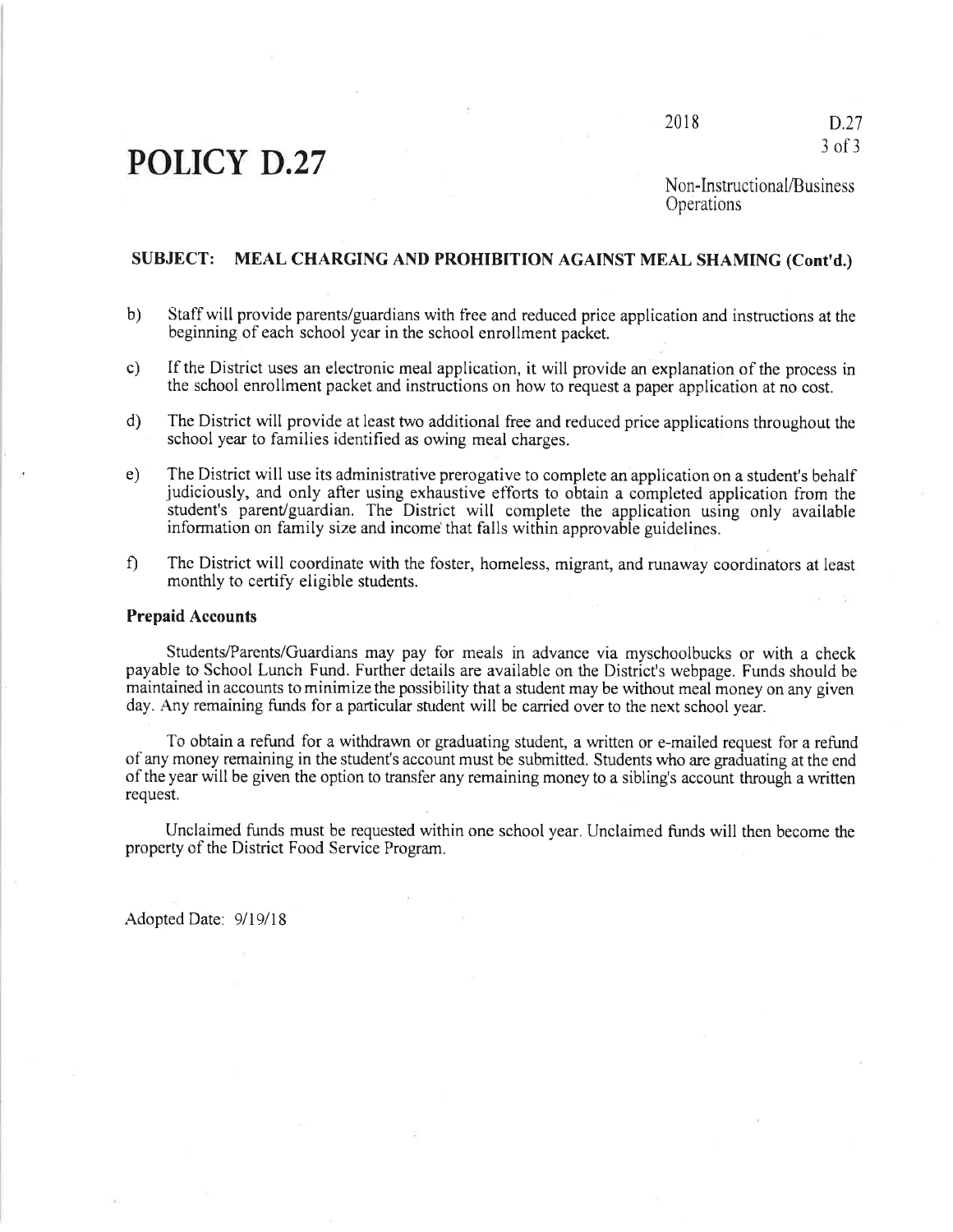# POLICY D.27

Non-Instructional/Business Operations

## SUBJECT: MEAL CHARGING AND PROHIBITION AGAINST MEAL SHAMING (Cont'd.)

b) Staff will provide parents/guardians with free and reduced price application and instructions at the beginning of each school year in the school enrollment packet.

c) If the District uses an electronic meal application, it will provide an explanation of the process in the school enrollment packet and instructions on how to request a paper application at no cost.

d) The District will provide at least two additional free and reduced price applications throughout the school year to families identified as owing meal charges.

e) The District will use its administrative prerogative to complete an application on a student's behalf judiciously, and only after using exhaustive efforts to obtain a completed application from the student's parent/guardian. The District will complete the application using only available information on family size and income that falls within approvable guidelines.

f) The District will coordinate with the foster, homeless, migrant, and runaway coordinators at least monthly to certify eligible students.

### Prepaid Accounts

Students/Parents/Guardians may pay for meals in advance via myschoolbucks or with a check payable to School Lunch Fund. Further details are available on the District's webpage. Funds should be maintained in accounts to minimize the possibility that a student may be without meal money on any given day. Any remaining funds for a particular student will be carried over to the next school year.

To obtain a refund for a withdrawn or graduating student, a written or e-mailed request for a refund of any money remaining in the student's account must be submitted. Students who are graduating at the end of the year will be given the option to transfer any remaining money to a sibling's account through a written request.

Unclaimed funds must be requested within one school year. Unclaimed funds will then become the property of the District Food Service Program.

Adopted Date: 9/19/18